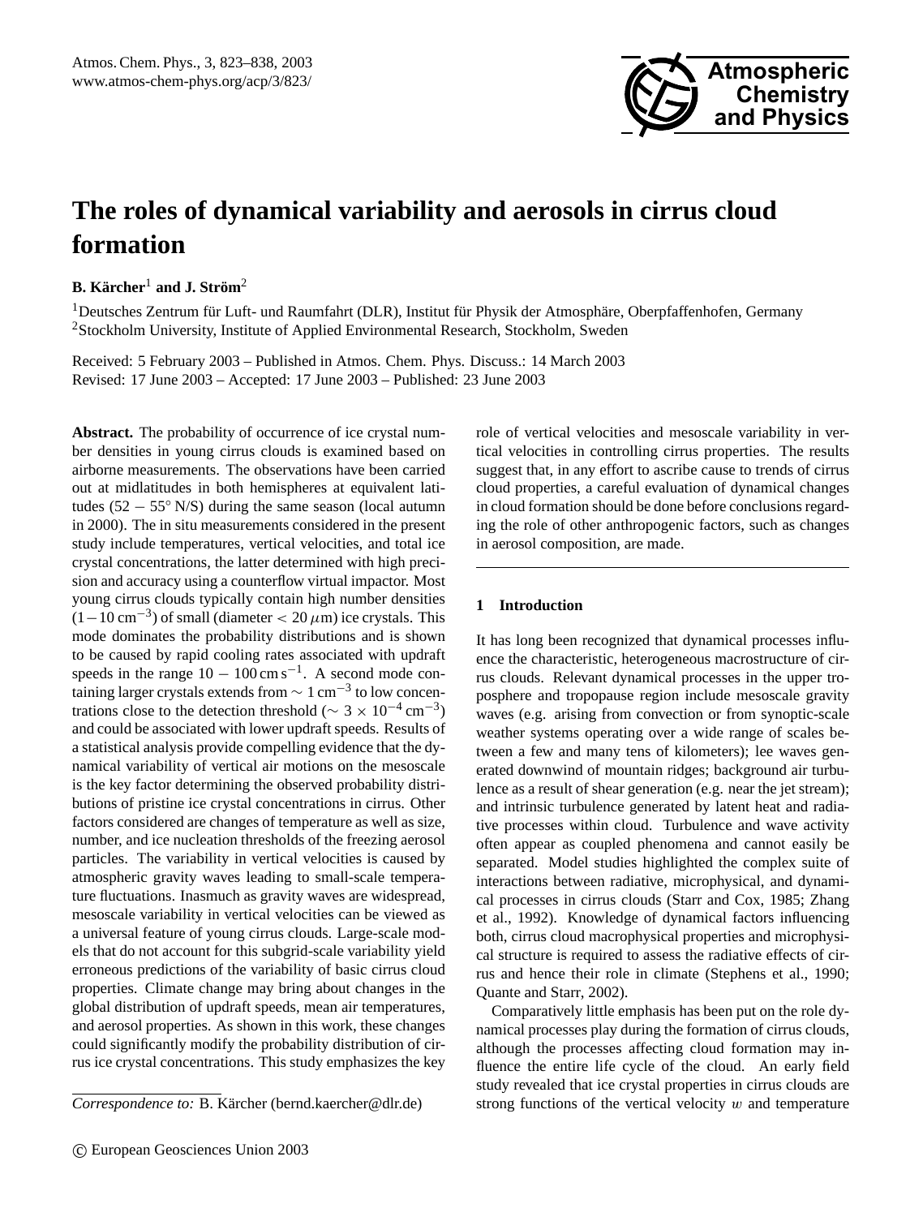# The roles of dynamical variability and aerosols in cirrus cloud formation

**B. Kärcher**[1] **and J. Ström**[2]

[1]Deutsches Zentrum für Luft- und Raumfahrt (DLR), Institut für Physik der Atmosphäre, Oberpfaffenhofen, Germany
[2]Stockholm University, Institute of Applied Environmental Research, Stockholm, Sweden

Received: 5 February 2003 – Published in Atmos. Chem. Phys. Discuss.: 14 March 2003
Revised: 17 June 2003 – Accepted: 17 June 2003 – Published: 23 June 2003

**Abstract.** The probability of occurrence of ice crystal number densities in young cirrus clouds is examined based on airborne measurements. The observations have been carried out at midlatitudes in both hemispheres at equivalent latitudes ($52-55^{\circ}$ N/S) during the same season (local autumn in 2000). The in situ measurements considered in the present study include temperatures, vertical velocities, and total ice crystal concentrations, the latter determined with high precision and accuracy using a counterflow virtual impactor. Most young cirrus clouds typically contain high number densities ($1-10\,\mathrm{cm}^{-3}$) of small (diameter $< 20\,\mu$m) ice crystals. This mode dominates the probability distributions and is shown to be caused by rapid cooling rates associated with updraft speeds in the range $10-100\,\mathrm{cm\,s}^{-1}$. A second mode containing larger crystals extends from $\sim 1\,\mathrm{cm}^{-3}$ to low concentrations close to the detection threshold ($\sim 3\times10^{-4}\,\mathrm{cm}^{-3}$) and could be associated with lower updraft speeds. Results of a statistical analysis provide compelling evidence that the dynamical variability of vertical air motions on the mesoscale is the key factor determining the observed probability distributions of pristine ice crystal concentrations in cirrus. Other factors considered are changes of temperature as well as size, number, and ice nucleation thresholds of the freezing aerosol particles. The variability in vertical velocities is caused by atmospheric gravity waves leading to small-scale temperature fluctuations. Inasmuch as gravity waves are widespread, mesoscale variability in vertical velocities can be viewed as a universal feature of young cirrus clouds. Large-scale models that do not account for this subgrid-scale variability yield erroneous predictions of the variability of basic cirrus cloud properties. Climate change may bring about changes in the global distribution of updraft speeds, mean air temperatures, and aerosol properties. As shown in this work, these changes could significantly modify the probability distribution of cirrus ice crystal concentrations. This study emphasizes the key role of vertical velocities and mesoscale variability in vertical velocities in controlling cirrus properties. The results suggest that, in any effort to ascribe cause to trends of cirrus cloud properties, a careful evaluation of dynamical changes in cloud formation should be done before conclusions regarding the role of other anthropogenic factors, such as changes in aerosol composition, are made.

*Correspondence to:* B. Kärcher (bernd.kaercher@dlr.de)

## 1 Introduction

It has long been recognized that dynamical processes influence the characteristic, heterogeneous macrostructure of cirrus clouds. Relevant dynamical processes in the upper troposphere and tropopause region include mesoscale gravity waves (e.g. arising from convection or from synoptic-scale weather systems operating over a wide range of scales between a few and many tens of kilometers); lee waves generated downwind of mountain ridges; background air turbulence as a result of shear generation (e.g. near the jet stream); and intrinsic turbulence generated by latent heat and radiative processes within cloud. Turbulence and wave activity often appear as coupled phenomena and cannot easily be separated. Model studies highlighted the complex suite of interactions between radiative, microphysical, and dynamical processes in cirrus clouds (Starr and Cox, 1985; Zhang et al., 1992). Knowledge of dynamical factors influencing both, cirrus cloud macrophysical properties and microphysical structure is required to assess the radiative effects of cirrus and hence their role in climate (Stephens et al., 1990; Quante and Starr, 2002).

Comparatively little emphasis has been put on the role dynamical processes play during the formation of cirrus clouds, although the processes affecting cloud formation may influence the entire life cycle of the cloud. An early field study revealed that ice crystal properties in cirrus clouds are strong functions of the vertical velocity $w$ and temperature

© European Geosciences Union 2003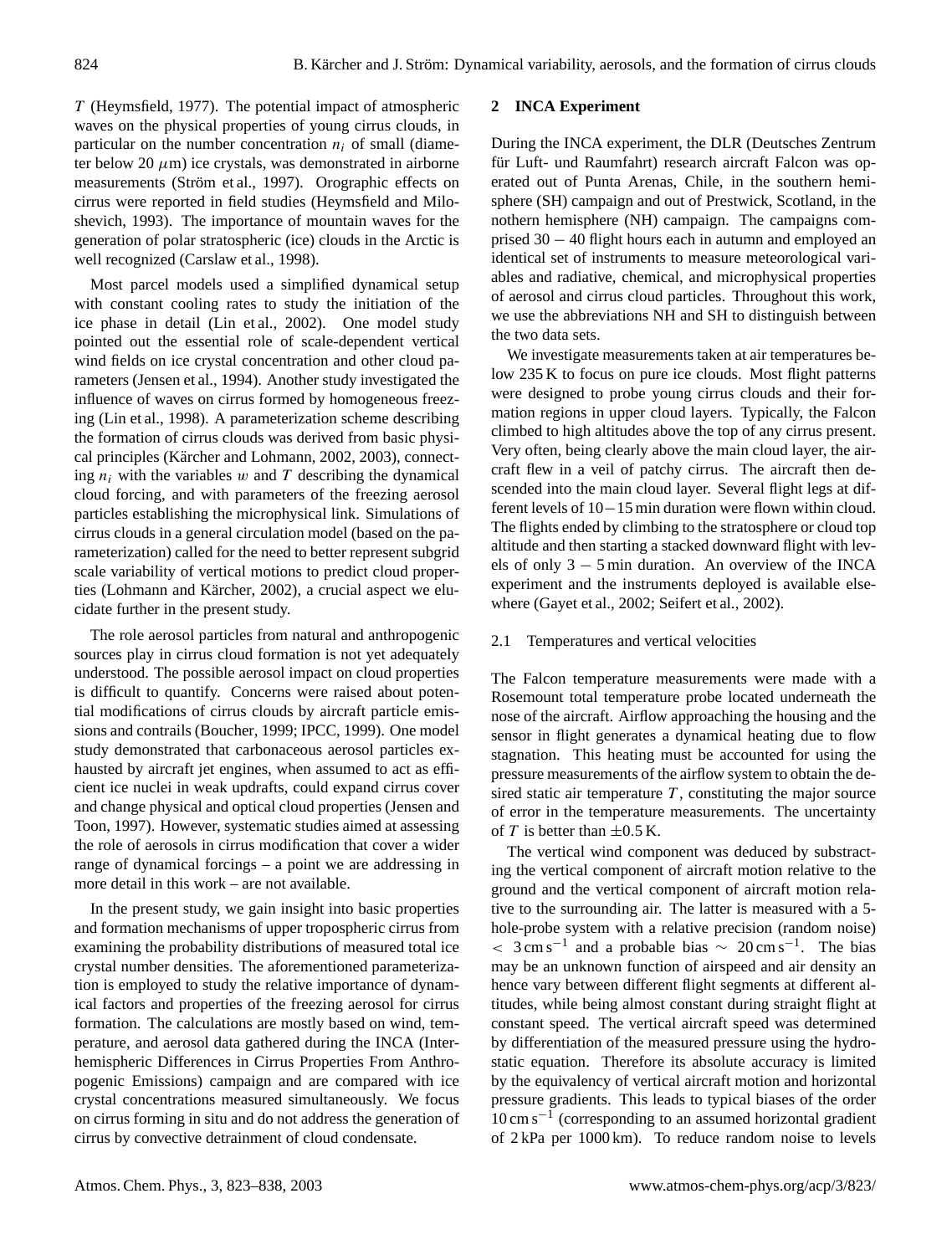$T$ (Heymsfield, 1977). The potential impact of atmospheric waves on the physical properties of young cirrus clouds, in particular on the number concentration $n_i$ of small (diameter below 20 $\mu$m) ice crystals, was demonstrated in airborne measurements (Ström et al., 1997). Orographic effects on cirrus were reported in field studies (Heymsfield and Miloshevich, 1993). The importance of mountain waves for the generation of polar stratospheric (ice) clouds in the Arctic is well recognized (Carslaw et al., 1998).

Most parcel models used a simplified dynamical setup with constant cooling rates to study the initiation of the ice phase in detail (Lin et al., 2002). One model study pointed out the essential role of scale-dependent vertical wind fields on ice crystal concentration and other cloud parameters (Jensen et al., 1994). Another study investigated the influence of waves on cirrus formed by homogeneous freezing (Lin et al., 1998). A parameterization scheme describing the formation of cirrus clouds was derived from basic physical principles (Kärcher and Lohmann, 2002, 2003), connecting $n_i$ with the variables $w$ and $T$ describing the dynamical cloud forcing, and with parameters of the freezing aerosol particles establishing the microphysical link. Simulations of cirrus clouds in a general circulation model (based on the parameterization) called for the need to better represent subgrid scale variability of vertical motions to predict cloud properties (Lohmann and Kärcher, 2002), a crucial aspect we elucidate further in the present study.

The role aerosol particles from natural and anthropogenic sources play in cirrus cloud formation is not yet adequately understood. The possible aerosol impact on cloud properties is difficult to quantify. Concerns were raised about potential modifications of cirrus clouds by aircraft particle emissions and contrails (Boucher, 1999; IPCC, 1999). One model study demonstrated that carbonaceous aerosol particles exhausted by aircraft jet engines, when assumed to act as efficient ice nuclei in weak updrafts, could expand cirrus cover and change physical and optical cloud properties (Jensen and Toon, 1997). However, systematic studies aimed at assessing the role of aerosols in cirrus modification that cover a wider range of dynamical forcings – a point we are addressing in more detail in this work – are not available.

In the present study, we gain insight into basic properties and formation mechanisms of upper tropospheric cirrus from examining the probability distributions of measured total ice crystal number densities. The aforementioned parameterization is employed to study the relative importance of dynamical factors and properties of the freezing aerosol for cirrus formation. The calculations are mostly based on wind, temperature, and aerosol data gathered during the INCA (Interhemispheric Differences in Cirrus Properties From Anthropogenic Emissions) campaign and are compared with ice crystal concentrations measured simultaneously. We focus on cirrus forming in situ and do not address the generation of cirrus by convective detrainment of cloud condensate.

## 2 INCA Experiment

During the INCA experiment, the DLR (Deutsches Zentrum für Luft- und Raumfahrt) research aircraft Falcon was operated out of Punta Arenas, Chile, in the southern hemisphere (SH) campaign and out of Prestwick, Scotland, in the nothern hemisphere (NH) campaign. The campaigns comprised $30-40$ flight hours each in autumn and employed an identical set of instruments to measure meteorological variables and radiative, chemical, and microphysical properties of aerosol and cirrus cloud particles. Throughout this work, we use the abbreviations NH and SH to distinguish between the two data sets.

We investigate measurements taken at air temperatures below 235 K to focus on pure ice clouds. Most flight patterns were designed to probe young cirrus clouds and their formation regions in upper cloud layers. Typically, the Falcon climbed to high altitudes above the top of any cirrus present. Very often, being clearly above the main cloud layer, the aircraft flew in a veil of patchy cirrus. The aircraft then descended into the main cloud layer. Several flight legs at different levels of $10-15$ min duration were flown within cloud. The flights ended by climbing to the stratosphere or cloud top altitude and then starting a stacked downward flight with levels of only $3-5$ min duration. An overview of the INCA experiment and the instruments deployed is available elsewhere (Gayet et al., 2002; Seifert et al., 2002).

### 2.1 Temperatures and vertical velocities

The Falcon temperature measurements were made with a Rosemount total temperature probe located underneath the nose of the aircraft. Airflow approaching the housing and the sensor in flight generates a dynamical heating due to flow stagnation. This heating must be accounted for using the pressure measurements of the airflow system to obtain the desired static air temperature $T$, constituting the major source of error in the temperature measurements. The uncertainty of $T$ is better than $\pm 0.5$ K.

The vertical wind component was deduced by substracting the vertical component of aircraft motion relative to the ground and the vertical component of aircraft motion relative to the surrounding air. The latter is measured with a 5-hole-probe system with a relative precision (random noise) $< 3\,\mathrm{cm\,s^{-1}}$ and a probable bias $\sim 20\,\mathrm{cm\,s^{-1}}$. The bias may be an unknown function of airspeed and air density an hence vary between different flight segments at different altitudes, while being almost constant during straight flight at constant speed. The vertical aircraft speed was determined by differentiation of the measured pressure using the hydrostatic equation. Therefore its absolute accuracy is limited by the equivalency of vertical aircraft motion and horizontal pressure gradients. This leads to typical biases of the order $10\,\mathrm{cm\,s^{-1}}$ (corresponding to an assumed horizontal gradient of 2 kPa per 1000 km). To reduce random noise to levels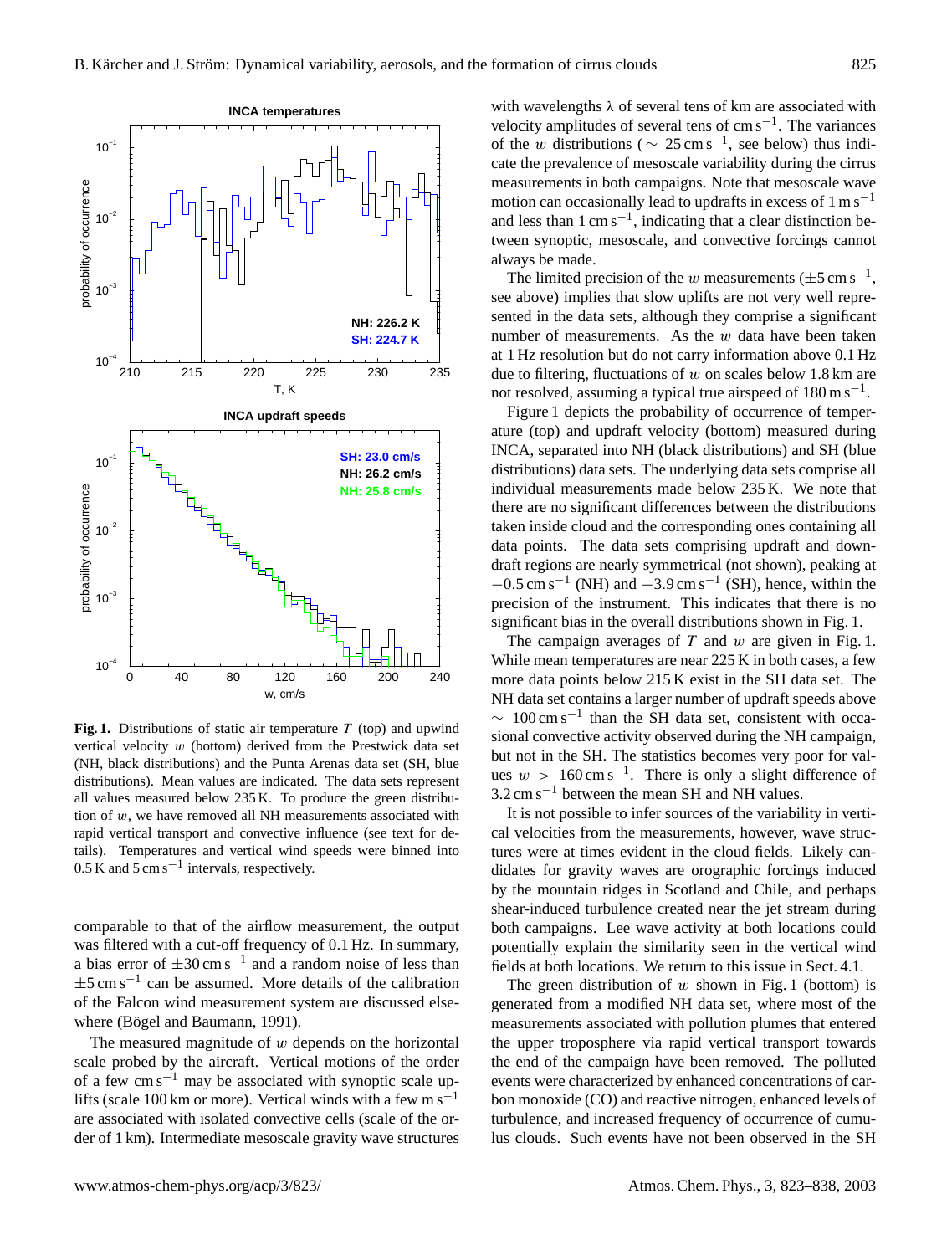**Fig. 1.** Distributions of static air temperature $T$ (top) and upwind vertical velocity $w$ (bottom) derived from the Prestwick data set (NH, black distributions) and the Punta Arenas data set (SH, blue distributions). Mean values are indicated. The data sets represent all values measured below 235 K. To produce the green distribution of $w$, we have removed all NH measurements associated with rapid vertical transport and convective influence (see text for details). Temperatures and vertical wind speeds were binned into 0.5 K and 5 $\mathrm{cm\,s^{-1}}$ intervals, respectively.

comparable to that of the airflow measurement, the output was filtered with a cut-off frequency of 0.1 Hz. In summary, a bias error of $\pm 30\,\mathrm{cm\,s^{-1}}$ and a random noise of less than $\pm 5\,\mathrm{cm\,s^{-1}}$ can be assumed. More details of the calibration of the Falcon wind measurement system are discussed elsewhere (Bögel and Baumann, 1991).

The measured magnitude of $w$ depends on the horizontal scale probed by the aircraft. Vertical motions of the order of a few $\mathrm{cm\,s^{-1}}$ may be associated with synoptic scale uplifts (scale 100 km or more). Vertical winds with a few $\mathrm{m\,s^{-1}}$ are associated with isolated convective cells (scale of the order of 1 km). Intermediate mesoscale gravity wave structures with wavelengths $\lambda$ of several tens of km are associated with velocity amplitudes of several tens of $\mathrm{cm\,s^{-1}}$. The variances of the $w$ distributions ($\sim 25\,\mathrm{cm\,s^{-1}}$, see below) thus indicate the prevalence of mesoscale variability during the cirrus measurements in both campaigns. Note that mesoscale wave motion can occasionally lead to updrafts in excess of $1\,\mathrm{m\,s^{-1}}$ and less than $1\,\mathrm{cm\,s^{-1}}$, indicating that a clear distinction between synoptic, mesoscale, and convective forcings cannot always be made.

The limited precision of the $w$ measurements ($\pm 5\,\mathrm{cm\,s^{-1}}$, see above) implies that slow uplifts are not very well represented in the data sets, although they comprise a significant number of measurements. As the $w$ data have been taken at 1 Hz resolution but do not carry information above 0.1 Hz due to filtering, fluctuations of $w$ on scales below 1.8 km are not resolved, assuming a typical true airspeed of $180\,\mathrm{m\,s^{-1}}$.

Figure 1 depicts the probability of occurrence of temperature (top) and updraft velocity (bottom) measured during INCA, separated into NH (black distributions) and SH (blue distributions) data sets. The underlying data sets comprise all individual measurements made below 235 K. We note that there are no significant differences between the distributions taken inside cloud and the corresponding ones containing all data points. The data sets comprising updraft and downdraft regions are nearly symmetrical (not shown), peaking at $-0.5\,\mathrm{cm\,s^{-1}}$ (NH) and $-3.9\,\mathrm{cm\,s^{-1}}$ (SH), hence, within the precision of the instrument. This indicates that there is no significant bias in the overall distributions shown in Fig. 1.

The campaign averages of $T$ and $w$ are given in Fig. 1. While mean temperatures are near 225 K in both cases, a few more data points below 215 K exist in the SH data set. The NH data set contains a larger number of updraft speeds above $\sim 100\,\mathrm{cm\,s^{-1}}$ than the SH data set, consistent with occasional convective activity observed during the NH campaign, but not in the SH. The statistics becomes very poor for values $w > 160\,\mathrm{cm\,s^{-1}}$. There is only a slight difference of $3.2\,\mathrm{cm\,s^{-1}}$ between the mean SH and NH values.

It is not possible to infer sources of the variability in vertical velocities from the measurements, however, wave structures were at times evident in the cloud fields. Likely candidates for gravity waves are orographic forcings induced by the mountain ridges in Scotland and Chile, and perhaps shear-induced turbulence created near the jet stream during both campaigns. Lee wave activity at both locations could potentially explain the similarity seen in the vertical wind fields at both locations. We return to this issue in Sect. 4.1.

The green distribution of $w$ shown in Fig. 1 (bottom) is generated from a modified NH data set, where most of the measurements associated with pollution plumes that entered the upper troposphere via rapid vertical transport towards the end of the campaign have been removed. The polluted events were characterized by enhanced concentrations of carbon monoxide (CO) and reactive nitrogen, enhanced levels of turbulence, and increased frequency of occurrence of cumulus clouds. Such events have not been observed in the SH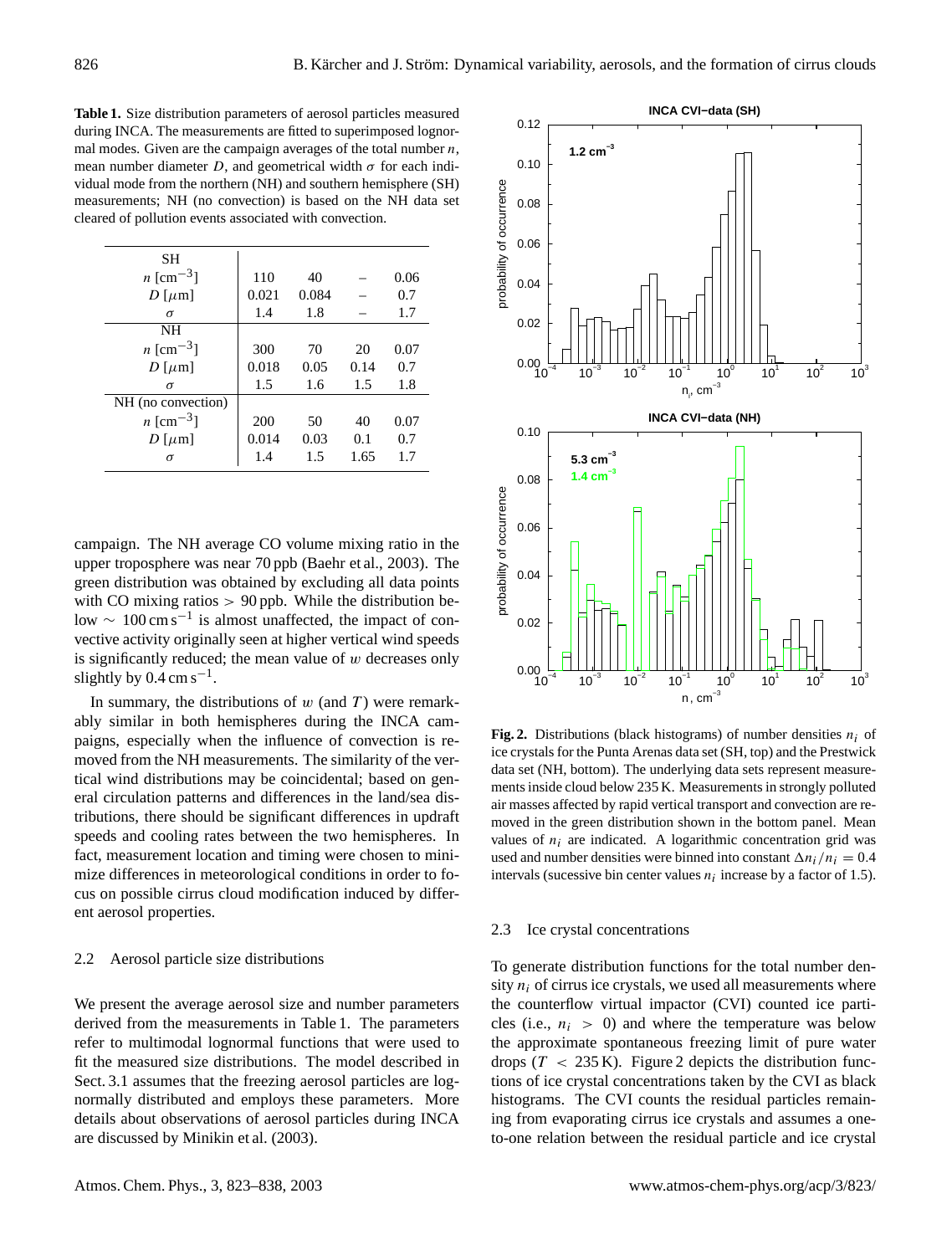**Table 1.** Size distribution parameters of aerosol particles measured during INCA. The measurements are fitted to superimposed lognormal modes. Given are the campaign averages of the total number $n$, mean number diameter $D$, and geometrical width $\sigma$ for each individual mode from the northern (NH) and southern hemisphere (SH) measurements; NH (no convection) is based on the NH data set cleared of pollution events associated with convection.

| | | | | |
|---|---|---|---|---|
| SH | | | | |
| $n$ [cm$^{-3}$] | 110 | 40 | – | 0.06 |
| $D$ [$\mu$m] | 0.021 | 0.084 | – | 0.7 |
| $\sigma$ | 1.4 | 1.8 | – | 1.7 |
| NH | | | | |
| $n$ [cm$^{-3}$] | 300 | 70 | 20 | 0.07 |
| $D$ [$\mu$m] | 0.018 | 0.05 | 0.14 | 0.7 |
| $\sigma$ | 1.5 | 1.6 | 1.5 | 1.8 |
| NH (no convection) | | | | |
| $n$ [cm$^{-3}$] | 200 | 50 | 40 | 0.07 |
| $D$ [$\mu$m] | 0.014 | 0.03 | 0.1 | 0.7 |
| $\sigma$ | 1.4 | 1.5 | 1.65 | 1.7 |

campaign. The NH average CO volume mixing ratio in the upper troposphere was near 70 ppb (Baehr et al., 2003). The green distribution was obtained by excluding all data points with CO mixing ratios > 90 ppb. While the distribution below $\sim 100\,\mathrm{cm\,s^{-1}}$ is almost unaffected, the impact of convective activity originally seen at higher vertical wind speeds is significantly reduced; the mean value of $w$ decreases only slightly by $0.4\,\mathrm{cm\,s^{-1}}$.

In summary, the distributions of $w$ (and $T$) were remarkably similar in both hemispheres during the INCA campaigns, especially when the influence of convection is removed from the NH measurements. The similarity of the vertical wind distributions may be coincidental; based on general circulation patterns and differences in the land/sea distributions, there should be significant differences in updraft speeds and cooling rates between the two hemispheres. In fact, measurement location and timing were chosen to minimize differences in meteorological conditions in order to focus on possible cirrus cloud modification induced by different aerosol properties.

### 2.2 Aerosol particle size distributions

We present the average aerosol size and number parameters derived from the measurements in Table 1. The parameters refer to multimodal lognormal functions that were used to fit the measured size distributions. The model described in Sect. 3.1 assumes that the freezing aerosol particles are lognormally distributed and employs these parameters. More details about observations of aerosol particles during INCA are discussed by Minikin et al. (2003).

**Fig. 2.** Distributions (black histograms) of number densities $n_i$ of ice crystals for the Punta Arenas data set (SH, top) and the Prestwick data set (NH, bottom). The underlying data sets represent measurements inside cloud below 235 K. Measurements in strongly polluted air masses affected by rapid vertical transport and convection are removed in the green distribution shown in the bottom panel. Mean values of $n_i$ are indicated. A logarithmic concentration grid was used and number densities were binned into constant $\Delta n_i/n_i = 0.4$ intervals (sucessive bin center values $n_i$ increase by a factor of 1.5).

### 2.3 Ice crystal concentrations

To generate distribution functions for the total number density $n_i$ of cirrus ice crystals, we used all measurements where the counterflow virtual impactor (CVI) counted ice particles (i.e., $n_i > 0$) and where the temperature was below the approximate spontaneous freezing limit of pure water drops ($T < 235\,\mathrm{K}$). Figure 2 depicts the distribution functions of ice crystal concentrations taken by the CVI as black histograms. The CVI counts the residual particles remaining from evaporating cirrus ice crystals and assumes a one-to-one relation between the residual particle and ice crystal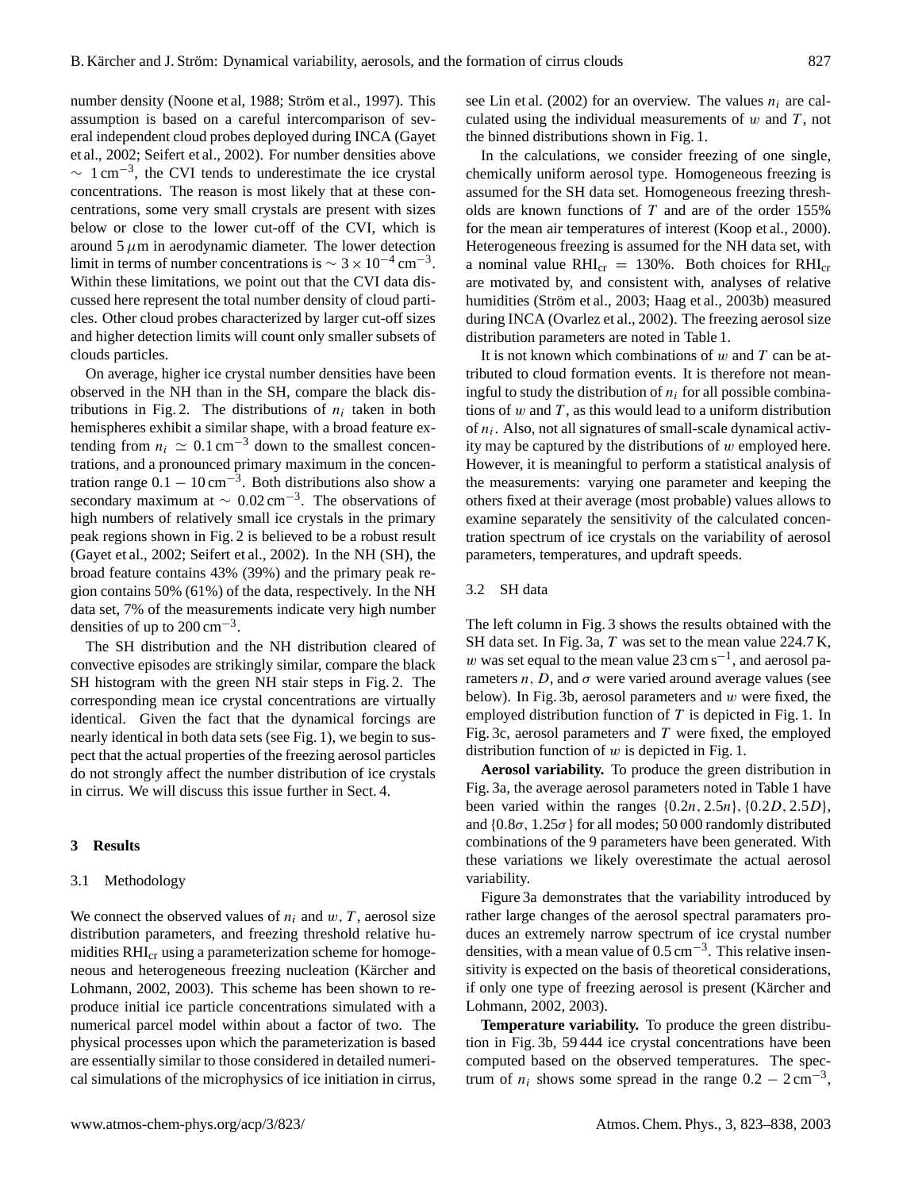number density (Noone et al, 1988; Ström et al., 1997). This assumption is based on a careful intercomparison of several independent cloud probes deployed during INCA (Gayet et al., 2002; Seifert et al., 2002). For number densities above $\sim 1\,\text{cm}^{-3}$, the CVI tends to underestimate the ice crystal concentrations. The reason is most likely that at these concentrations, some very small crystals are present with sizes below or close to the lower cut-off of the CVI, which is around $5\,\mu$m in aerodynamic diameter. The lower detection limit in terms of number concentrations is $\sim 3\times10^{-4}\,\text{cm}^{-3}$. Within these limitations, we point out that the CVI data discussed here represent the total number density of cloud particles. Other cloud probes characterized by larger cut-off sizes and higher detection limits will count only smaller subsets of clouds particles.

On average, higher ice crystal number densities have been observed in the NH than in the SH, compare the black distributions in Fig. 2. The distributions of $n_i$ taken in both hemispheres exhibit a similar shape, with a broad feature extending from $n_i \simeq 0.1\,\text{cm}^{-3}$ down to the smallest concentrations, and a pronounced primary maximum in the concentration range $0.1-10\,\text{cm}^{-3}$. Both distributions also show a secondary maximum at $\sim 0.02\,\text{cm}^{-3}$. The observations of high numbers of relatively small ice crystals in the primary peak regions shown in Fig. 2 is believed to be a robust result (Gayet et al., 2002; Seifert et al., 2002). In the NH (SH), the broad feature contains 43% (39%) and the primary peak region contains 50% (61%) of the data, respectively. In the NH data set, 7% of the measurements indicate very high number densities of up to $200\,\text{cm}^{-3}$.

The SH distribution and the NH distribution cleared of convective episodes are strikingly similar, compare the black SH histogram with the green NH stair steps in Fig. 2. The corresponding mean ice crystal concentrations are virtually identical. Given the fact that the dynamical forcings are nearly identical in both data sets (see Fig. 1), we begin to suspect that the actual properties of the freezing aerosol particles do not strongly affect the number distribution of ice crystals in cirrus. We will discuss this issue further in Sect. 4.

## 3 Results

### 3.1 Methodology

We connect the observed values of $n_i$ and $w$, $T$, aerosol size distribution parameters, and freezing threshold relative humidities $\text{RHI}_{\text{cr}}$ using a parameterization scheme for homogeneous and heterogeneous freezing nucleation (Kärcher and Lohmann, 2002, 2003). This scheme has been shown to reproduce initial ice particle concentrations simulated with a numerical parcel model within about a factor of two. The physical processes upon which the parameterization is based are essentially similar to those considered in detailed numerical simulations of the microphysics of ice initiation in cirrus, see Lin et al. (2002) for an overview. The values $n_i$ are calculated using the individual measurements of $w$ and $T$, not the binned distributions shown in Fig. 1.

In the calculations, we consider freezing of one single, chemically uniform aerosol type. Homogeneous freezing is assumed for the SH data set. Homogeneous freezing thresholds are known functions of $T$ and are of the order 155% for the mean air temperatures of interest (Koop et al., 2000). Heterogeneous freezing is assumed for the NH data set, with a nominal value $\text{RHI}_{\text{cr}} = 130\%$. Both choices for $\text{RHI}_{\text{cr}}$ are motivated by, and consistent with, analyses of relative humidities (Ström et al., 2003; Haag et al., 2003b) measured during INCA (Ovarlez et al., 2002). The freezing aerosol size distribution parameters are noted in Table 1.

It is not known which combinations of $w$ and $T$ can be attributed to cloud formation events. It is therefore not meaningful to study the distribution of $n_i$ for all possible combinations of $w$ and $T$, as this would lead to a uniform distribution of $n_i$. Also, not all signatures of small-scale dynamical activity may be captured by the distributions of $w$ employed here. However, it is meaningful to perform a statistical analysis of the measurements: varying one parameter and keeping the others fixed at their average (most probable) values allows to examine separately the sensitivity of the calculated concentration spectrum of ice crystals on the variability of aerosol parameters, temperatures, and updraft speeds.

### 3.2 SH data

The left column in Fig. 3 shows the results obtained with the SH data set. In Fig. 3a, $T$ was set to the mean value 224.7 K, $w$ was set equal to the mean value $23\,\text{cm}\,\text{s}^{-1}$, and aerosol parameters $n$, $D$, and $\sigma$ were varied around average values (see below). In Fig. 3b, aerosol parameters and $w$ were fixed, the employed distribution function of $T$ is depicted in Fig. 1. In Fig. 3c, aerosol parameters and $T$ were fixed, the employed distribution function of $w$ is depicted in Fig. 1.

**Aerosol variability.** To produce the green distribution in Fig. 3a, the average aerosol parameters noted in Table 1 have been varied within the ranges $\{0.2n, 2.5n\}$, $\{0.2D, 2.5D\}$, and $\{0.8\sigma, 1.25\sigma\}$ for all modes; 50 000 randomly distributed combinations of the 9 parameters have been generated. With these variations we likely overestimate the actual aerosol variability.

Figure 3a demonstrates that the variability introduced by rather large changes of the aerosol spectral paramaters produces an extremely narrow spectrum of ice crystal number densities, with a mean value of $0.5\,\text{cm}^{-3}$. This relative insensitivity is expected on the basis of theoretical considerations, if only one type of freezing aerosol is present (Kärcher and Lohmann, 2002, 2003).

**Temperature variability.** To produce the green distribution in Fig. 3b, 59 444 ice crystal concentrations have been computed based on the observed temperatures. The spectrum of $n_i$ shows some spread in the range $0.2-2\,\text{cm}^{-3}$,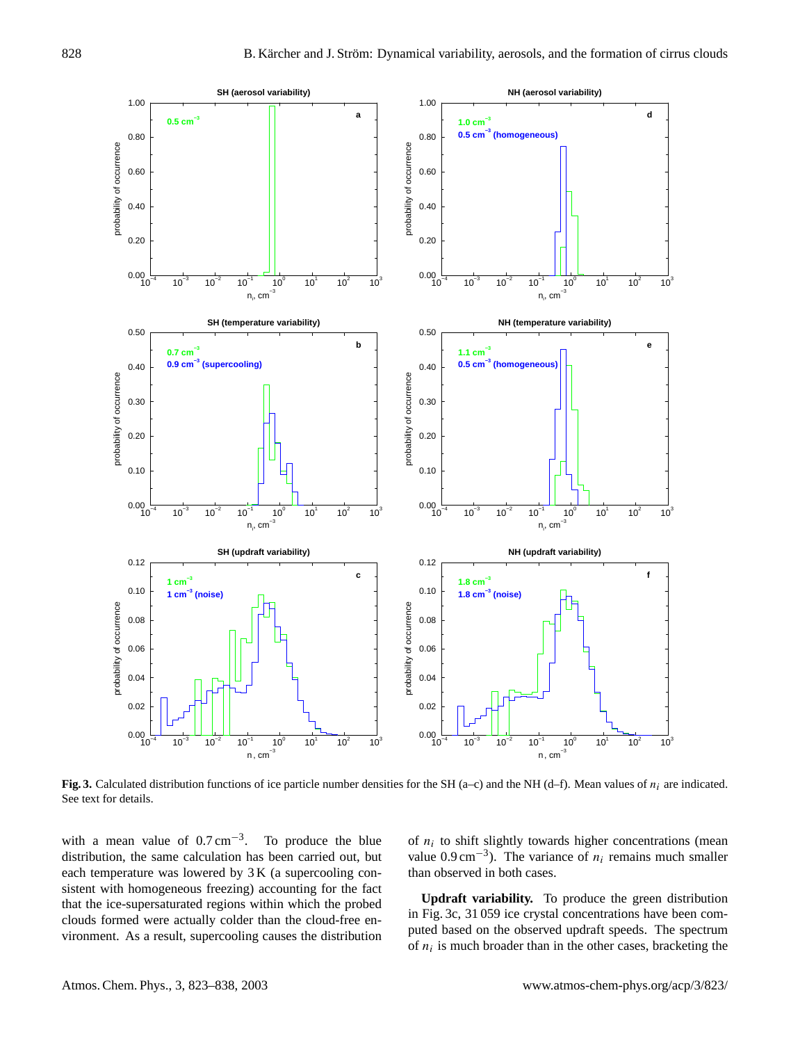**Fig. 3.** Calculated distribution functions of ice particle number densities for the SH (a–c) and the NH (d–f). Mean values of $n_i$ are indicated. See text for details.

with a mean value of $0.7\,\mathrm{cm}^{-3}$. To produce the blue distribution, the same calculation has been carried out, but each temperature was lowered by 3 K (a supercooling consistent with homogeneous freezing) accounting for the fact that the ice-supersaturated regions within which the probed clouds formed were actually colder than the cloud-free environment. As a result, supercooling causes the distribution of $n_i$ to shift slightly towards higher concentrations (mean value $0.9\,\mathrm{cm}^{-3}$). The variance of $n_i$ remains much smaller than observed in both cases.

**Updraft variability.** To produce the green distribution in Fig. 3c, 31 059 ice crystal concentrations have been computed based on the observed updraft speeds. The spectrum of $n_i$ is much broader than in the other cases, bracketing the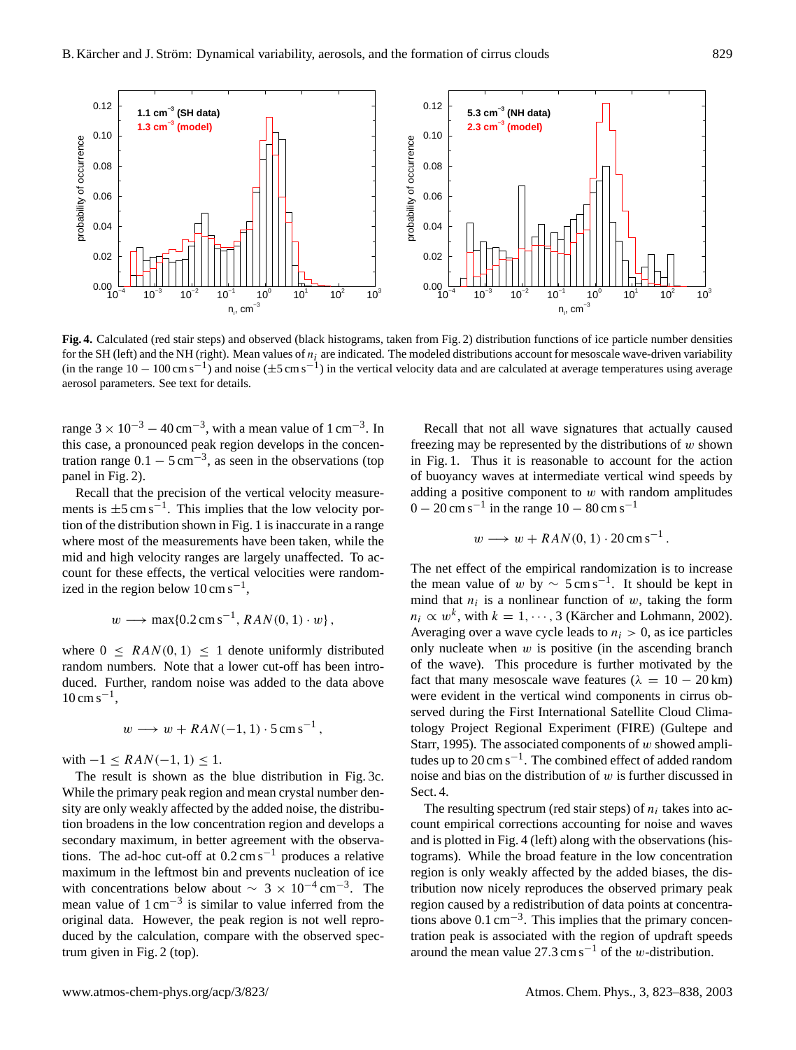Fig. 4. Calculated (red stair steps) and observed (black histograms, taken from Fig. 2) distribution functions of ice particle number densities for the SH (left) and the NH (right). Mean values of $n_i$ are indicated. The modeled distributions account for mesoscale wave-driven variability (in the range $10-100\,\mathrm{cm\,s^{-1}}$) and noise ($\pm 5\,\mathrm{cm\,s^{-1}}$) in the vertical velocity data and are calculated at average temperatures using average aerosol parameters. See text for details.

range $3\times10^{-3}-40\,\mathrm{cm^{-3}}$, with a mean value of $1\,\mathrm{cm^{-3}}$. In this case, a pronounced peak region develops in the concentration range $0.1-5\,\mathrm{cm^{-3}}$, as seen in the observations (top panel in Fig. 2).

Recall that the precision of the vertical velocity measurements is $\pm5\,\mathrm{cm\,s^{-1}}$. This implies that the low velocity portion of the distribution shown in Fig. 1 is inaccurate in a range where most of the measurements have been taken, while the mid and high velocity ranges are largely unaffected. To account for these effects, the vertical velocities were randomized in the region below $10\,\mathrm{cm\,s^{-1}}$,

$$w \longrightarrow \max\{0.2\,\mathrm{cm\,s^{-1}},\, RAN(0,1)\cdot w\}\,,$$

where $0 \le RAN(0,1) \le 1$ denote uniformly distributed random numbers. Note that a lower cut-off has been introduced. Further, random noise was added to the data above $10\,\mathrm{cm\,s^{-1}}$,

$$w \longrightarrow w + RAN(-1,1)\cdot 5\,\mathrm{cm\,s^{-1}}\,,$$

with $-1 \le RAN(-1,1) \le 1$.

The result is shown as the blue distribution in Fig. 3c. While the primary peak region and mean crystal number density are only weakly affected by the added noise, the distribution broadens in the low concentration region and develops a secondary maximum, in better agreement with the observations. The ad-hoc cut-off at $0.2\,\mathrm{cm\,s^{-1}}$ produces a relative maximum in the leftmost bin and prevents nucleation of ice with concentrations below about $\sim 3\times10^{-4}\,\mathrm{cm^{-3}}$. The mean value of $1\,\mathrm{cm^{-3}}$ is similar to value inferred from the original data. However, the peak region is not well reproduced by the calculation, compare with the observed spectrum given in Fig. 2 (top).

Recall that not all wave signatures that actually caused freezing may be represented by the distributions of $w$ shown in Fig. 1. Thus it is reasonable to account for the action of buoyancy waves at intermediate vertical wind speeds by adding a positive component to $w$ with random amplitudes $0-20\,\mathrm{cm\,s^{-1}}$ in the range $10-80\,\mathrm{cm\,s^{-1}}$

$$w \longrightarrow w + RAN(0,1)\cdot 20\,\mathrm{cm\,s^{-1}}\,.$$

The net effect of the empirical randomization is to increase the mean value of $w$ by $\sim 5\,\mathrm{cm\,s^{-1}}$. It should be kept in mind that $n_i$ is a nonlinear function of $w$, taking the form $n_i \propto w^k$, with $k=1,\cdots,3$ (Kärcher and Lohmann, 2002). Averaging over a wave cycle leads to $n_i > 0$, as ice particles only nucleate when $w$ is positive (in the ascending branch of the wave). This procedure is further motivated by the fact that many mesoscale wave features ($\lambda = 10-20\,\mathrm{km}$) were evident in the vertical wind components in cirrus observed during the First International Satellite Cloud Climatology Project Regional Experiment (FIRE) (Gultepe and Starr, 1995). The associated components of $w$ showed amplitudes up to $20\,\mathrm{cm\,s^{-1}}$. The combined effect of added random noise and bias on the distribution of $w$ is further discussed in Sect. 4.

The resulting spectrum (red stair steps) of $n_i$ takes into account empirical corrections accounting for noise and waves and is plotted in Fig. 4 (left) along with the observations (histograms). While the broad feature in the low concentration region is only weakly affected by the added biases, the distribution now nicely reproduces the observed primary peak region caused by a redistribution of data points at concentrations above $0.1\,\mathrm{cm^{-3}}$. This implies that the primary concentration peak is associated with the region of updraft speeds around the mean value $27.3\,\mathrm{cm\,s^{-1}}$ of the $w$-distribution.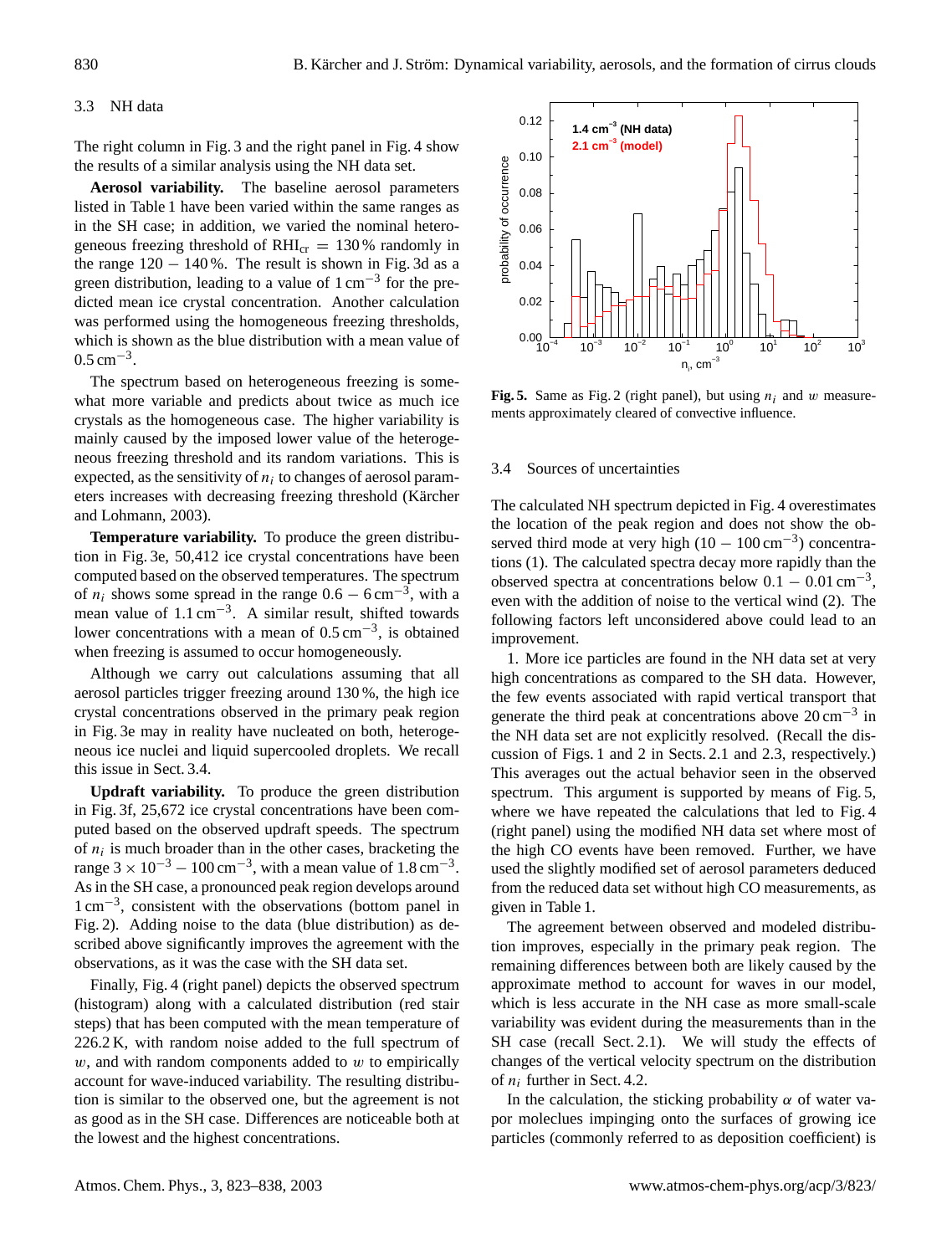### 3.3 NH data

The right column in Fig. 3 and the right panel in Fig. 4 show the results of a similar analysis using the NH data set.

**Aerosol variability.** The baseline aerosol parameters listed in Table 1 have been varied within the same ranges as in the SH case; in addition, we varied the nominal heterogeneous freezing threshold of $\mathrm{RHI_{cr}} = 130\,\%$ randomly in the range $120 - 140\,\%$. The result is shown in Fig. 3d as a green distribution, leading to a value of $1\,\mathrm{cm^{-3}}$ for the predicted mean ice crystal concentration. Another calculation was performed using the homogeneous freezing thresholds, which is shown as the blue distribution with a mean value of $0.5\,\mathrm{cm^{-3}}$.

The spectrum based on heterogeneous freezing is somewhat more variable and predicts about twice as much ice crystals as the homogeneous case. The higher variability is mainly caused by the imposed lower value of the heterogeneous freezing threshold and its random variations. This is expected, as the sensitivity of $n_i$ to changes of aerosol parameters increases with decreasing freezing threshold (Kärcher and Lohmann, 2003).

**Temperature variability.** To produce the green distribution in Fig. 3e, 50,412 ice crystal concentrations have been computed based on the observed temperatures. The spectrum of $n_i$ shows some spread in the range $0.6 - 6\,\mathrm{cm^{-3}}$, with a mean value of $1.1\,\mathrm{cm^{-3}}$. A similar result, shifted towards lower concentrations with a mean of $0.5\,\mathrm{cm^{-3}}$, is obtained when freezing is assumed to occur homogeneously.

Although we carry out calculations assuming that all aerosol particles trigger freezing around 130 %, the high ice crystal concentrations observed in the primary peak region in Fig. 3e may in reality have nucleated on both, heterogeneous ice nuclei and liquid supercooled droplets. We recall this issue in Sect. 3.4.

**Updraft variability.** To produce the green distribution in Fig. 3f, 25,672 ice crystal concentrations have been computed based on the observed updraft speeds. The spectrum of $n_i$ is much broader than in the other cases, bracketing the range $3 \times 10^{-3} - 100\,\mathrm{cm^{-3}}$, with a mean value of $1.8\,\mathrm{cm^{-3}}$. As in the SH case, a pronounced peak region develops around $1\,\mathrm{cm^{-3}}$, consistent with the observations (bottom panel in Fig. 2). Adding noise to the data (blue distribution) as described above significantly improves the agreement with the observations, as it was the case with the SH data set.

Finally, Fig. 4 (right panel) depicts the observed spectrum (histogram) along with a calculated distribution (red stair steps) that has been computed with the mean temperature of 226.2 K, with random noise added to the full spectrum of $w$, and with random components added to $w$ to empirically account for wave-induced variability. The resulting distribution is similar to the observed one, but the agreement is not as good as in the SH case. Differences are noticeable both at the lowest and the highest concentrations.

**Fig. 5.** Same as Fig. 2 (right panel), but using $n_i$ and $w$ measurements approximately cleared of convective influence.

### 3.4 Sources of uncertainties

The calculated NH spectrum depicted in Fig. 4 overestimates the location of the peak region and does not show the observed third mode at very high $(10 - 100\,\mathrm{cm^{-3}})$ concentrations (1). The calculated spectra decay more rapidly than the observed spectra at concentrations below $0.1 - 0.01\,\mathrm{cm^{-3}}$, even with the addition of noise to the vertical wind (2). The following factors left unconsidered above could lead to an improvement.

1. More ice particles are found in the NH data set at very high concentrations as compared to the SH data. However, the few events associated with rapid vertical transport that generate the third peak at concentrations above $20\,\mathrm{cm^{-3}}$ in the NH data set are not explicitly resolved. (Recall the discussion of Figs. 1 and 2 in Sects. 2.1 and 2.3, respectively.) This averages out the actual behavior seen in the observed spectrum. This argument is supported by means of Fig. 5, where we have repeated the calculations that led to Fig. 4 (right panel) using the modified NH data set where most of the high CO events have been removed. Further, we have used the slightly modified set of aerosol parameters deduced from the reduced data set without high CO measurements, as given in Table 1.

The agreement between observed and modeled distribution improves, especially in the primary peak region. The remaining differences between both are likely caused by the approximate method to account for waves in our model, which is less accurate in the NH case as more small-scale variability was evident during the measurements than in the SH case (recall Sect. 2.1). We will study the effects of changes of the vertical velocity spectrum on the distribution of $n_i$ further in Sect. 4.2.

In the calculation, the sticking probability $\alpha$ of water vapor moleclues impinging onto the surfaces of growing ice particles (commonly referred to as deposition coefficient) is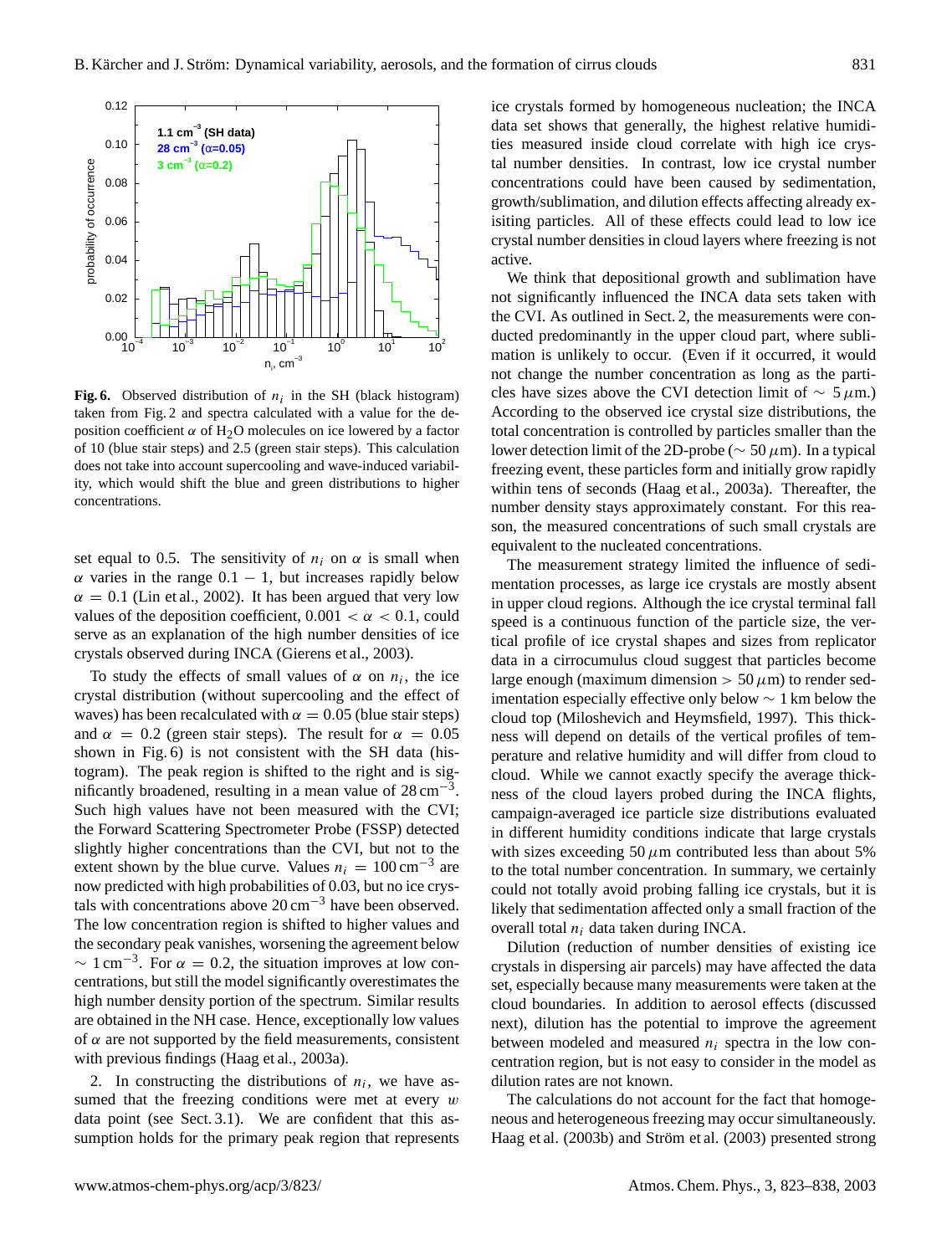**Fig. 6.** Observed distribution of $n_i$ in the SH (black histogram) taken from Fig. 2 and spectra calculated with a value for the deposition coefficient $\alpha$ of $H_2O$ molecules on ice lowered by a factor of 10 (blue stair steps) and 2.5 (green stair steps). This calculation does not take into account supercooling and wave-induced variability, which would shift the blue and green distributions to higher concentrations.

set equal to 0.5. The sensitivity of $n_i$ on $\alpha$ is small when $\alpha$ varies in the range $0.1 - 1$, but increases rapidly below $\alpha = 0.1$ (Lin et al., 2002). It has been argued that very low values of the deposition coefficient, $0.001 < \alpha < 0.1$, could serve as an explanation of the high number densities of ice crystals observed during INCA (Gierens et al., 2003).

To study the effects of small values of $\alpha$ on $n_i$, the ice crystal distribution (without supercooling and the effect of waves) has been recalculated with $\alpha = 0.05$ (blue stair steps) and $\alpha = 0.2$ (green stair steps). The result for $\alpha = 0.05$ shown in Fig. 6) is not consistent with the SH data (histogram). The peak region is shifted to the right and is significantly broadened, resulting in a mean value of $28\,\text{cm}^{-3}$. Such high values have not been measured with the CVI; the Forward Scattering Spectrometer Probe (FSSP) detected slightly higher concentrations than the CVI, but not to the extent shown by the blue curve. Values $n_i = 100\,\text{cm}^{-3}$ are now predicted with high probabilities of 0.03, but no ice crystals with concentrations above $20\,\text{cm}^{-3}$ have been observed. The low concentration region is shifted to higher values and the secondary peak vanishes, worsening the agreement below $\sim 1\,\text{cm}^{-3}$. For $\alpha = 0.2$, the situation improves at low concentrations, but still the model significantly overestimates the high number density portion of the spectrum. Similar results are obtained in the NH case. Hence, exceptionally low values of $\alpha$ are not supported by the field measurements, consistent with previous findings (Haag et al., 2003a).

2. In constructing the distributions of $n_i$, we have assumed that the freezing conditions were met at every $w$ data point (see Sect. 3.1). We are confident that this assumption holds for the primary peak region that represents ice crystals formed by homogeneous nucleation; the INCA data set shows that generally, the highest relative humidities measured inside cloud correlate with high ice crystal number densities. In contrast, low ice crystal number concentrations could have been caused by sedimentation, growth/sublimation, and dilution effects affecting already exisiting particles. All of these effects could lead to low ice crystal number densities in cloud layers where freezing is not active.

We think that depositional growth and sublimation have not significantly influenced the INCA data sets taken with the CVI. As outlined in Sect. 2, the measurements were conducted predominantly in the upper cloud part, where sublimation is unlikely to occur. (Even if it occurred, it would not change the number concentration as long as the particles have sizes above the CVI detection limit of $\sim 5\,\mu$m.) According to the observed ice crystal size distributions, the total concentration is controlled by particles smaller than the lower detection limit of the 2D-probe ($\sim 50\,\mu$m). In a typical freezing event, these particles form and initially grow rapidly within tens of seconds (Haag et al., 2003a). Thereafter, the number density stays approximately constant. For this reason, the measured concentrations of such small crystals are equivalent to the nucleated concentrations.

The measurement strategy limited the influence of sedimentation processes, as large ice crystals are mostly absent in upper cloud regions. Although the ice crystal terminal fall speed is a continuous function of the particle size, the vertical profile of ice crystal shapes and sizes from replicator data in a cirrocumulus cloud suggest that particles become large enough (maximum dimension $> 50\,\mu$m) to render sedimentation especially effective only below $\sim 1$ km below the cloud top (Miloshevich and Heymsfield, 1997). This thickness will depend on details of the vertical profiles of temperature and relative humidity and will differ from cloud to cloud. While we cannot exactly specify the average thickness of the cloud layers probed during the INCA flights, campaign-averaged ice particle size distributions evaluated in different humidity conditions indicate that large crystals with sizes exceeding $50\,\mu$m contributed less than about 5% to the total number concentration. In summary, we certainly could not totally avoid probing falling ice crystals, but it is likely that sedimentation affected only a small fraction of the overall total $n_i$ data taken during INCA.

Dilution (reduction of number densities of existing ice crystals in dispersing air parcels) may have affected the data set, especially because many measurements were taken at the cloud boundaries. In addition to aerosol effects (discussed next), dilution has the potential to improve the agreement between modeled and measured $n_i$ spectra in the low concentration region, but is not easy to consider in the model as dilution rates are not known.

The calculations do not account for the fact that homogeneous and heterogeneous freezing may occur simultaneously. Haag et al. (2003b) and Ström et al. (2003) presented strong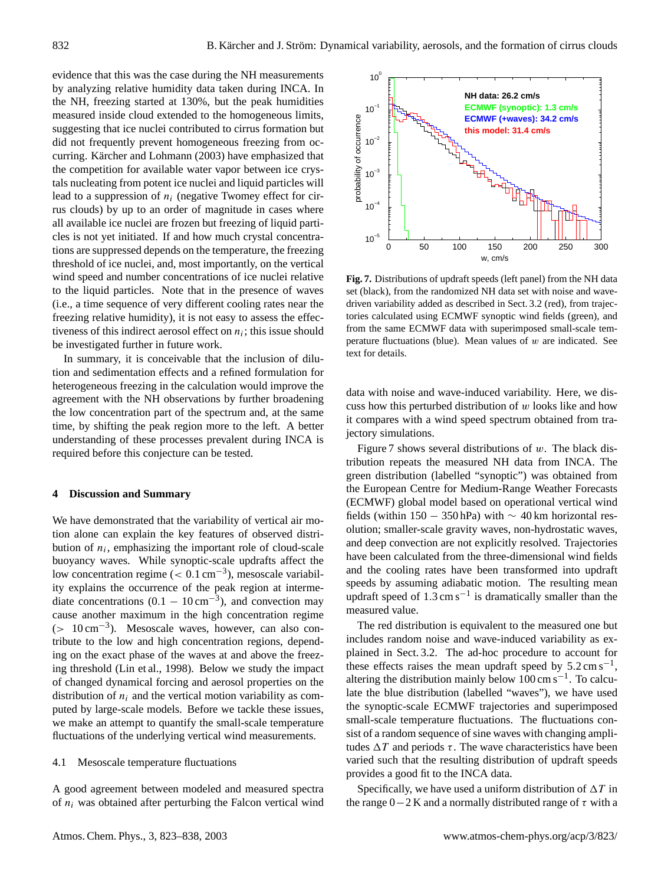evidence that this was the case during the NH measurements by analyzing relative humidity data taken during INCA. In the NH, freezing started at 130%, but the peak humidities measured inside cloud extended to the homogeneous limits, suggesting that ice nuclei contributed to cirrus formation but did not frequently prevent homogeneous freezing from occurring. Kärcher and Lohmann (2003) have emphasized that the competition for available water vapor between ice crystals nucleating from potent ice nuclei and liquid particles will lead to a suppression of $n_i$ (negative Twomey effect for cirrus clouds) by up to an order of magnitude in cases where all available ice nuclei are frozen but freezing of liquid particles is not yet initiated. If and how much crystal concentrations are suppressed depends on the temperature, the freezing threshold of ice nuclei, and, most importantly, on the vertical wind speed and number concentrations of ice nuclei relative to the liquid particles. Note that in the presence of waves (i.e., a time sequence of very different cooling rates near the freezing relative humidity), it is not easy to assess the effectiveness of this indirect aerosol effect on $n_i$; this issue should be investigated further in future work.

In summary, it is conceivable that the inclusion of dilution and sedimentation effects and a refined formulation for heterogeneous freezing in the calculation would improve the agreement with the NH observations by further broadening the low concentration part of the spectrum and, at the same time, by shifting the peak region more to the left. A better understanding of these processes prevalent during INCA is required before this conjecture can be tested.

## 4 Discussion and Summary

We have demonstrated that the variability of vertical air motion alone can explain the key features of observed distribution of $n_i$, emphasizing the important role of cloud-scale buoyancy waves. While synoptic-scale updrafts affect the low concentration regime ($< 0.1\,\mathrm{cm}^{-3}$), mesoscale variability explains the occurrence of the peak region at intermediate concentrations ($0.1 - 10\,\mathrm{cm}^{-3}$), and convection may cause another maximum in the high concentration regime ($> 10\,\mathrm{cm}^{-3}$). Mesoscale waves, however, can also contribute to the low and high concentration regions, depending on the exact phase of the waves at and above the freezing threshold (Lin et al., 1998). Below we study the impact of changed dynamical forcing and aerosol properties on the distribution of $n_i$ and the vertical motion variability as computed by large-scale models. Before we tackle these issues, we make an attempt to quantify the small-scale temperature fluctuations of the underlying vertical wind measurements.

### 4.1 Mesoscale temperature fluctuations

A good agreement between modeled and measured spectra of $n_i$ was obtained after perturbing the Falcon vertical wind data with noise and wave-induced variability. Here, we discuss how this perturbed distribution of $w$ looks like and how it compares with a wind speed spectrum obtained from trajectory simulations.

**Fig. 7.** Distributions of updraft speeds (left panel) from the NH data set (black), from the randomized NH data set with noise and wave-driven variability added as described in Sect. 3.2 (red), from trajectories calculated using ECMWF synoptic wind fields (green), and from the same ECMWF data with superimposed small-scale temperature fluctuations (blue). Mean values of $w$ are indicated. See text for details.

Figure 7 shows several distributions of $w$. The black distribution repeats the measured NH data from INCA. The green distribution (labelled "synoptic") was obtained from the European Centre for Medium-Range Weather Forecasts (ECMWF) global model based on operational vertical wind fields (within $150 - 350\,\mathrm{hPa}$) with $\sim 40\,\mathrm{km}$ horizontal resolution; smaller-scale gravity waves, non-hydrostatic waves, and deep convection are not explicitly resolved. Trajectories have been calculated from the three-dimensional wind fields and the cooling rates have been transformed into updraft speeds by assuming adiabatic motion. The resulting mean updraft speed of $1.3\,\mathrm{cm\,s}^{-1}$ is dramatically smaller than the measured value.

The red distribution is equivalent to the measured one but includes random noise and wave-induced variability as explained in Sect. 3.2. The ad-hoc procedure to account for these effects raises the mean updraft speed by $5.2\,\mathrm{cm\,s}^{-1}$, altering the distribution mainly below $100\,\mathrm{cm\,s}^{-1}$. To calculate the blue distribution (labelled "waves"), we have used the synoptic-scale ECMWF trajectories and superimposed small-scale temperature fluctuations. The fluctuations consist of a random sequence of sine waves with changing amplitudes $\Delta T$ and periods $\tau$. The wave characteristics have been varied such that the resulting distribution of updraft speeds provides a good fit to the INCA data.

Specifically, we have used a uniform distribution of $\Delta T$ in the range $0-2\,\mathrm{K}$ and a normally distributed range of $\tau$ with a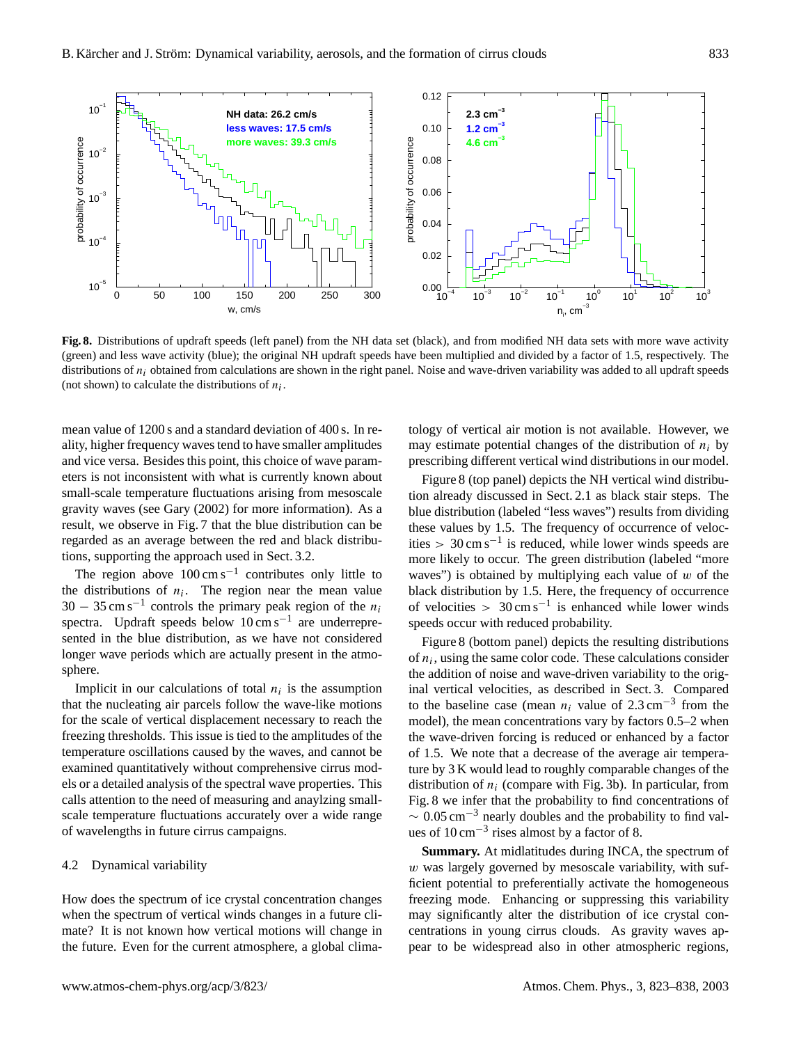**Fig. 8.** Distributions of updraft speeds (left panel) from the NH data set (black), and from modified NH data sets with more wave activity (green) and less wave activity (blue); the original NH updraft speeds have been multiplied and divided by a factor of 1.5, respectively. The distributions of $n_i$ obtained from calculations are shown in the right panel. Noise and wave-driven variability was added to all updraft speeds (not shown) to calculate the distributions of $n_i$.

mean value of 1200 s and a standard deviation of 400 s. In reality, higher frequency waves tend to have smaller amplitudes and vice versa. Besides this point, this choice of wave parameters is not inconsistent with what is currently known about small-scale temperature fluctuations arising from mesoscale gravity waves (see Gary (2002) for more information). As a result, we observe in Fig. 7 that the blue distribution can be regarded as an average between the red and black distributions, supporting the approach used in Sect. 3.2.

The region above $100\,\mathrm{cm\,s^{-1}}$ contributes only little to the distributions of $n_i$. The region near the mean value $30-35\,\mathrm{cm\,s^{-1}}$ controls the primary peak region of the $n_i$ spectra. Updraft speeds below $10\,\mathrm{cm\,s^{-1}}$ are underrepresented in the blue distribution, as we have not considered longer wave periods which are actually present in the atmosphere.

Implicit in our calculations of total $n_i$ is the assumption that the nucleating air parcels follow the wave-like motions for the scale of vertical displacement necessary to reach the freezing thresholds. This issue is tied to the amplitudes of the temperature oscillations caused by the waves, and cannot be examined quantitatively without comprehensive cirrus models or a detailed analysis of the spectral wave properties. This calls attention to the need of measuring and anaylzing small-scale temperature fluctuations accurately over a wide range of wavelengths in future cirrus campaigns.

### 4.2 Dynamical variability

How does the spectrum of ice crystal concentration changes when the spectrum of vertical winds changes in a future climate? It is not known how vertical motions will change in the future. Even for the current atmosphere, a global climatology of vertical air motion is not available. However, we may estimate potential changes of the distribution of $n_i$ by prescribing different vertical wind distributions in our model.

Figure 8 (top panel) depicts the NH vertical wind distribution already discussed in Sect. 2.1 as black stair steps. The blue distribution (labeled "less waves") results from dividing these values by 1.5. The frequency of occurrence of velocities $> 30\,\mathrm{cm\,s^{-1}}$ is reduced, while lower winds speeds are more likely to occur. The green distribution (labeled "more waves") is obtained by multiplying each value of $w$ of the black distribution by 1.5. Here, the frequency of occurrence of velocities $> 30\,\mathrm{cm\,s^{-1}}$ is enhanced while lower winds speeds occur with reduced probability.

Figure 8 (bottom panel) depicts the resulting distributions of $n_i$, using the same color code. These calculations consider the addition of noise and wave-driven variability to the original vertical velocities, as described in Sect. 3. Compared to the baseline case (mean $n_i$ value of $2.3\,\mathrm{cm^{-3}}$ from the model), the mean concentrations vary by factors 0.5–2 when the wave-driven forcing is reduced or enhanced by a factor of 1.5. We note that a decrease of the average air temperature by 3 K would lead to roughly comparable changes of the distribution of $n_i$ (compare with Fig. 3b). In particular, from Fig. 8 we infer that the probability to find concentrations of $\sim 0.05\,\mathrm{cm^{-3}}$ nearly doubles and the probability to find values of $10\,\mathrm{cm^{-3}}$ rises almost by a factor of 8.

**Summary.** At midlatitudes during INCA, the spectrum of $w$ was largely governed by mesoscale variability, with sufficient potential to preferentially activate the homogeneous freezing mode. Enhancing or suppressing this variability may significantly alter the distribution of ice crystal concentrations in young cirrus clouds. As gravity waves appear to be widespread also in other atmospheric regions,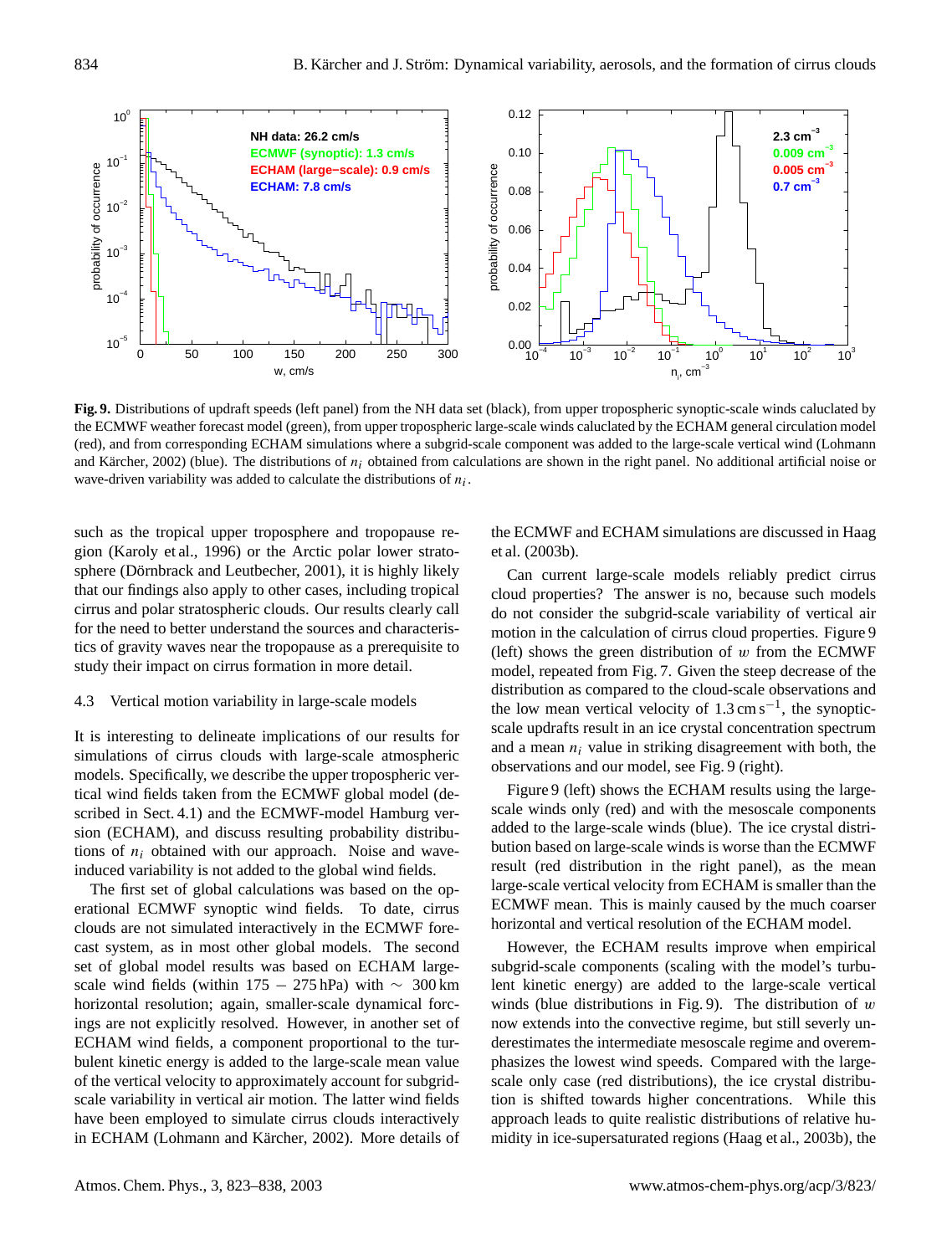**Fig. 9.** Distributions of updraft speeds (left panel) from the NH data set (black), from upper tropospheric synoptic-scale winds caluclated by the ECMWF weather forecast model (green), from upper tropospheric large-scale winds caluclated by the ECHAM general circulation model (red), and from corresponding ECHAM simulations where a subgrid-scale component was added to the large-scale vertical wind (Lohmann and Kärcher, 2002) (blue). The distributions of $n_i$ obtained from calculations are shown in the right panel. No additional artificial noise or wave-driven variability was added to calculate the distributions of $n_i$.

such as the tropical upper troposphere and tropopause region (Karoly et al., 1996) or the Arctic polar lower stratosphere (Dörnbrack and Leutbecher, 2001), it is highly likely that our findings also apply to other cases, including tropical cirrus and polar stratospheric clouds. Our results clearly call for the need to better understand the sources and characteristics of gravity waves near the tropopause as a prerequisite to study their impact on cirrus formation in more detail.

### 4.3 Vertical motion variability in large-scale models

It is interesting to delineate implications of our results for simulations of cirrus clouds with large-scale atmospheric models. Specifically, we describe the upper tropospheric vertical wind fields taken from the ECMWF global model (described in Sect. 4.1) and the ECMWF-model Hamburg version (ECHAM), and discuss resulting probability distributions of $n_i$ obtained with our approach. Noise and wave-induced variability is not added to the global wind fields.

The first set of global calculations was based on the operational ECMWF synoptic wind fields. To date, cirrus clouds are not simulated interactively in the ECMWF forecast system, as in most other global models. The second set of global model results was based on ECHAM large-scale wind fields (within 175 – 275 hPa) with $\sim$ 300 km horizontal resolution; again, smaller-scale dynamical forcings are not explicitly resolved. However, in another set of ECHAM wind fields, a component proportional to the turbulent kinetic energy is added to the large-scale mean value of the vertical velocity to approximately account for subgrid-scale variability in vertical air motion. The latter wind fields have been employed to simulate cirrus clouds interactively in ECHAM (Lohmann and Kärcher, 2002). More details of the ECMWF and ECHAM simulations are discussed in Haag et al. (2003b).

Can current large-scale models reliably predict cirrus cloud properties? The answer is no, because such models do not consider the subgrid-scale variability of vertical air motion in the calculation of cirrus cloud properties. Figure 9 (left) shows the green distribution of $w$ from the ECMWF model, repeated from Fig. 7. Given the steep decrease of the distribution as compared to the cloud-scale observations and the low mean vertical velocity of 1.3 cm s$^{-1}$, the synoptic-scale updrafts result in an ice crystal concentration spectrum and a mean $n_i$ value in striking disagreement with both, the observations and our model, see Fig. 9 (right).

Figure 9 (left) shows the ECHAM results using the large-scale winds only (red) and with the mesoscale components added to the large-scale winds (blue). The ice crystal distribution based on large-scale winds is worse than the ECMWF result (red distribution in the right panel), as the mean large-scale vertical velocity from ECHAM is smaller than the ECMWF mean. This is mainly caused by the much coarser horizontal and vertical resolution of the ECHAM model.

However, the ECHAM results improve when empirical subgrid-scale components (scaling with the model's turbulent kinetic energy) are added to the large-scale vertical winds (blue distributions in Fig. 9). The distribution of $w$ now extends into the convective regime, but still severly underestimates the intermediate mesoscale regime and overemphasizes the lowest wind speeds. Compared with the large-scale only case (red distributions), the ice crystal distribution is shifted towards higher concentrations. While this approach leads to quite realistic distributions of relative humidity in ice-supersaturated regions (Haag et al., 2003b), the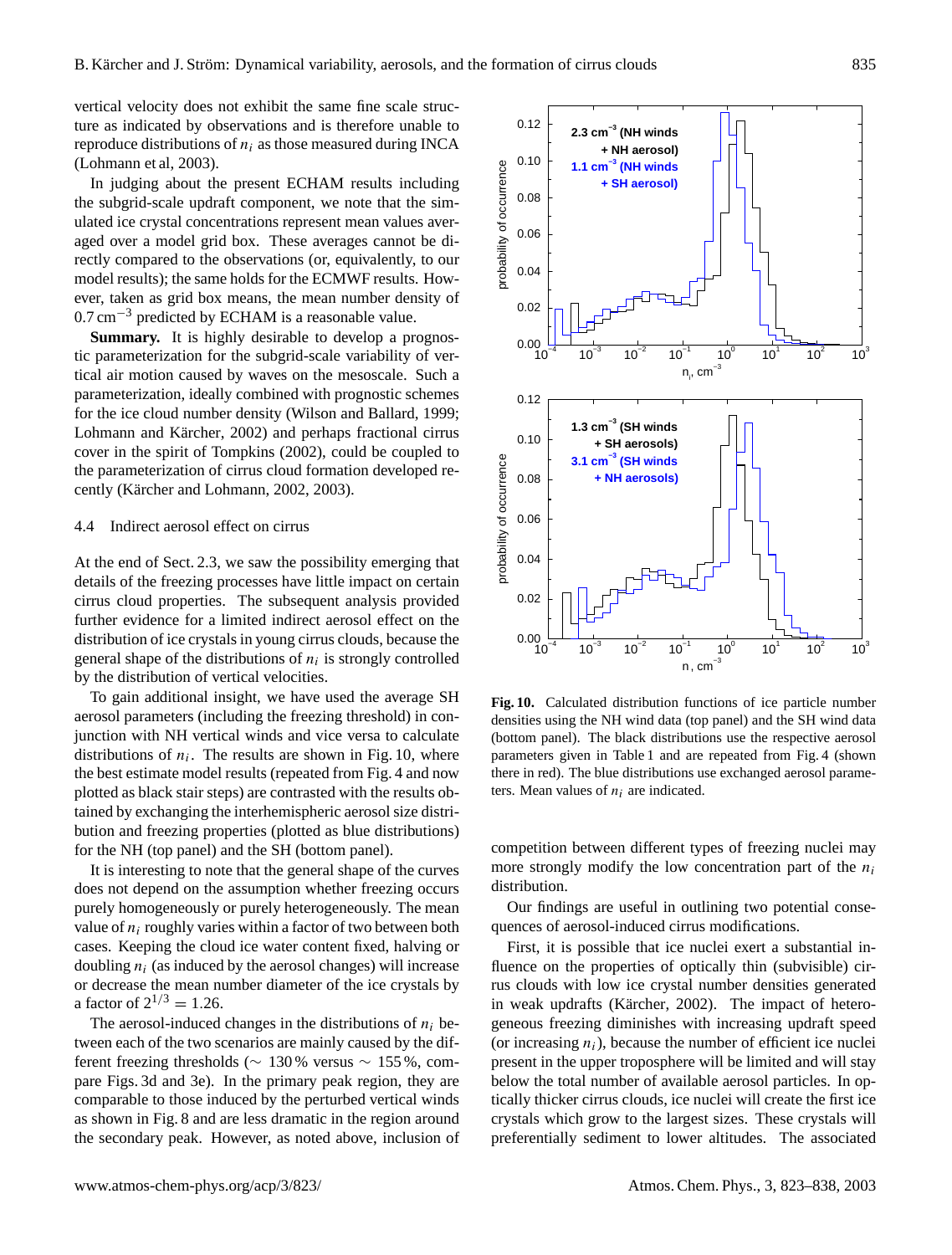vertical velocity does not exhibit the same fine scale structure as indicated by observations and is therefore unable to reproduce distributions of $n_i$ as those measured during INCA (Lohmann et al, 2003).

In judging about the present ECHAM results including the subgrid-scale updraft component, we note that the simulated ice crystal concentrations represent mean values averaged over a model grid box. These averages cannot be directly compared to the observations (or, equivalently, to our model results); the same holds for the ECMWF results. However, taken as grid box means, the mean number density of $0.7\,\mathrm{cm}^{-3}$ predicted by ECHAM is a reasonable value.

**Summary.** It is highly desirable to develop a prognostic parameterization for the subgrid-scale variability of vertical air motion caused by waves on the mesoscale. Such a parameterization, ideally combined with prognostic schemes for the ice cloud number density (Wilson and Ballard, 1999; Lohmann and Kärcher, 2002) and perhaps fractional cirrus cover in the spirit of Tompkins (2002), could be coupled to the parameterization of cirrus cloud formation developed recently (Kärcher and Lohmann, 2002, 2003).

### 4.4 Indirect aerosol effect on cirrus

At the end of Sect. 2.3, we saw the possibility emerging that details of the freezing processes have little impact on certain cirrus cloud properties. The subsequent analysis provided further evidence for a limited indirect aerosol effect on the distribution of ice crystals in young cirrus clouds, because the general shape of the distributions of $n_i$ is strongly controlled by the distribution of vertical velocities.

To gain additional insight, we have used the average SH aerosol parameters (including the freezing threshold) in conjunction with NH vertical winds and vice versa to calculate distributions of $n_i$. The results are shown in Fig. 10, where the best estimate model results (repeated from Fig. 4 and now plotted as black stair steps) are contrasted with the results obtained by exchanging the interhemispheric aerosol size distribution and freezing properties (plotted as blue distributions) for the NH (top panel) and the SH (bottom panel).

It is interesting to note that the general shape of the curves does not depend on the assumption whether freezing occurs purely homogeneously or purely heterogeneously. The mean value of $n_i$ roughly varies within a factor of two between both cases. Keeping the cloud ice water content fixed, halving or doubling $n_i$ (as induced by the aerosol changes) will increase or decrease the mean number diameter of the ice crystals by a factor of $2^{1/3} = 1.26$.

The aerosol-induced changes in the distributions of $n_i$ between each of the two scenarios are mainly caused by the different freezing thresholds ($\sim 130\%$ versus $\sim 155\%$, compare Figs. 3d and 3e). In the primary peak region, they are comparable to those induced by the perturbed vertical winds as shown in Fig. 8 and are less dramatic in the region around the secondary peak. However, as noted above, inclusion of competition between different types of freezing nuclei may more strongly modify the low concentration part of the $n_i$ distribution.

Fig. 10. Calculated distribution functions of ice particle number densities using the NH wind data (top panel) and the SH wind data (bottom panel). The black distributions use the respective aerosol parameters given in Table 1 and are repeated from Fig. 4 (shown there in red). The blue distributions use exchanged aerosol parameters. Mean values of $n_i$ are indicated.

Our findings are useful in outlining two potential consequences of aerosol-induced cirrus modifications.

First, it is possible that ice nuclei exert a substantial influence on the properties of optically thin (subvisible) cirrus clouds with low ice crystal number densities generated in weak updrafts (Kärcher, 2002). The impact of heterogeneous freezing diminishes with increasing updraft speed (or increasing $n_i$), because the number of efficient ice nuclei present in the upper troposphere will be limited and will stay below the total number of available aerosol particles. In optically thicker cirrus clouds, ice nuclei will create the first ice crystals which grow to the largest sizes. These crystals will preferentially sediment to lower altitudes. The associated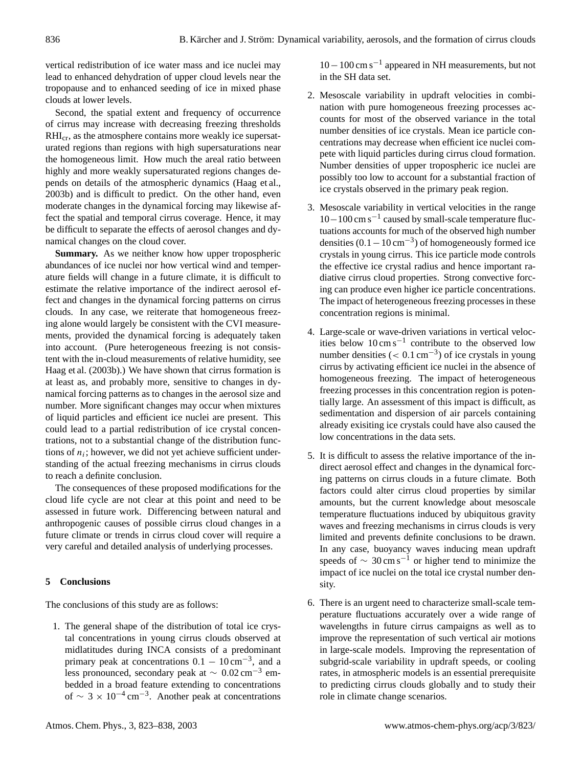vertical redistribution of ice water mass and ice nuclei may lead to enhanced dehydration of upper cloud levels near the tropopause and to enhanced seeding of ice in mixed phase clouds at lower levels.

Second, the spatial extent and frequency of occurrence of cirrus may increase with decreasing freezing thresholds $\mathrm{RHI_{cr}}$, as the atmosphere contains more weakly ice supersaturated regions than regions with high supersaturations near the homogeneous limit. How much the areal ratio between highly and more weakly supersaturated regions changes depends on details of the atmospheric dynamics (Haag et al., 2003b) and is difficult to predict. On the other hand, even moderate changes in the dynamical forcing may likewise affect the spatial and temporal cirrus coverage. Hence, it may be difficult to separate the effects of aerosol changes and dynamical changes on the cloud cover.

**Summary.** As we neither know how upper tropospheric abundances of ice nuclei nor how vertical wind and temperature fields will change in a future climate, it is difficult to estimate the relative importance of the indirect aerosol effect and changes in the dynamical forcing patterns on cirrus clouds. In any case, we reiterate that homogeneous freezing alone would largely be consistent with the CVI measurements, provided the dynamical forcing is adequately taken into account. (Pure heterogeneous freezing is not consistent with the in-cloud measurements of relative humidity, see Haag et al. (2003b).) We have shown that cirrus formation is at least as, and probably more, sensitive to changes in dynamical forcing patterns as to changes in the aerosol size and number. More significant changes may occur when mixtures of liquid particles and efficient ice nuclei are present. This could lead to a partial redistribution of ice crystal concentrations, not to a substantial change of the distribution functions of $n_i$; however, we did not yet achieve sufficient understanding of the actual freezing mechanisms in cirrus clouds to reach a definite conclusion.

The consequences of these proposed modifications for the cloud life cycle are not clear at this point and need to be assessed in future work. Differencing between natural and anthropogenic causes of possible cirrus cloud changes in a future climate or trends in cirrus cloud cover will require a very careful and detailed analysis of underlying processes.

## 5 Conclusions

The conclusions of this study are as follows:

1. The general shape of the distribution of total ice crystal concentrations in young cirrus clouds observed at midlatitudes during INCA consists of a predominant primary peak at concentrations $0.1-10\,\mathrm{cm^{-3}}$, and a less pronounced, secondary peak at $\sim 0.02\,\mathrm{cm^{-3}}$ embedded in a broad feature extending to concentrations of $\sim 3\times10^{-4}\,\mathrm{cm^{-3}}$. Another peak at concentrations $10-100\,\mathrm{cm\,s^{-1}}$ appeared in NH measurements, but not in the SH data set.

2. Mesoscale variability in updraft velocities in combination with pure homogeneous freezing processes accounts for most of the observed variance in the total number densities of ice crystals. Mean ice particle concentrations may decrease when efficient ice nuclei compete with liquid particles during cirrus cloud formation. Number densities of upper tropospheric ice nuclei are possibly too low to account for a substantial fraction of ice crystals observed in the primary peak region.

3. Mesoscale variability in vertical velocities in the range $10-100\,\mathrm{cm\,s^{-1}}$ caused by small-scale temperature fluctuations accounts for much of the observed high number densities ($0.1-10\,\mathrm{cm^{-3}}$) of homogeneously formed ice crystals in young cirrus. This ice particle mode controls the effective ice crystal radius and hence important radiative cirrus cloud properties. Strong convective forcing can produce even higher ice particle concentrations. The impact of heterogeneous freezing processes in these concentration regions is minimal.

4. Large-scale or wave-driven variations in vertical velocities below $10\,\mathrm{cm\,s^{-1}}$ contribute to the observed low number densities ($<0.1\,\mathrm{cm^{-3}}$) of ice crystals in young cirrus by activating efficient ice nuclei in the absence of homogeneous freezing. The impact of heterogeneous freezing processes in this concentration region is potentially large. An assessment of this impact is difficult, as sedimentation and dispersion of air parcels containing already exisiting ice crystals could have also caused the low concentrations in the data sets.

5. It is difficult to assess the relative importance of the indirect aerosol effect and changes in the dynamical forcing patterns on cirrus clouds in a future climate. Both factors could alter cirrus cloud properties by similar amounts, but the current knowledge about mesoscale temperature fluctuations induced by ubiquitous gravity waves and freezing mechanisms in cirrus clouds is very limited and prevents definite conclusions to be drawn. In any case, buoyancy waves inducing mean updraft speeds of $\sim 30\,\mathrm{cm\,s^{-1}}$ or higher tend to minimize the impact of ice nuclei on the total ice crystal number density.

6. There is an urgent need to characterize small-scale temperature fluctuations accurately over a wide range of wavelengths in future cirrus campaigns as well as to improve the representation of such vertical air motions in large-scale models. Improving the representation of subgrid-scale variability in updraft speeds, or cooling rates, in atmospheric models is an essential prerequisite to predicting cirrus clouds globally and to study their role in climate change scenarios.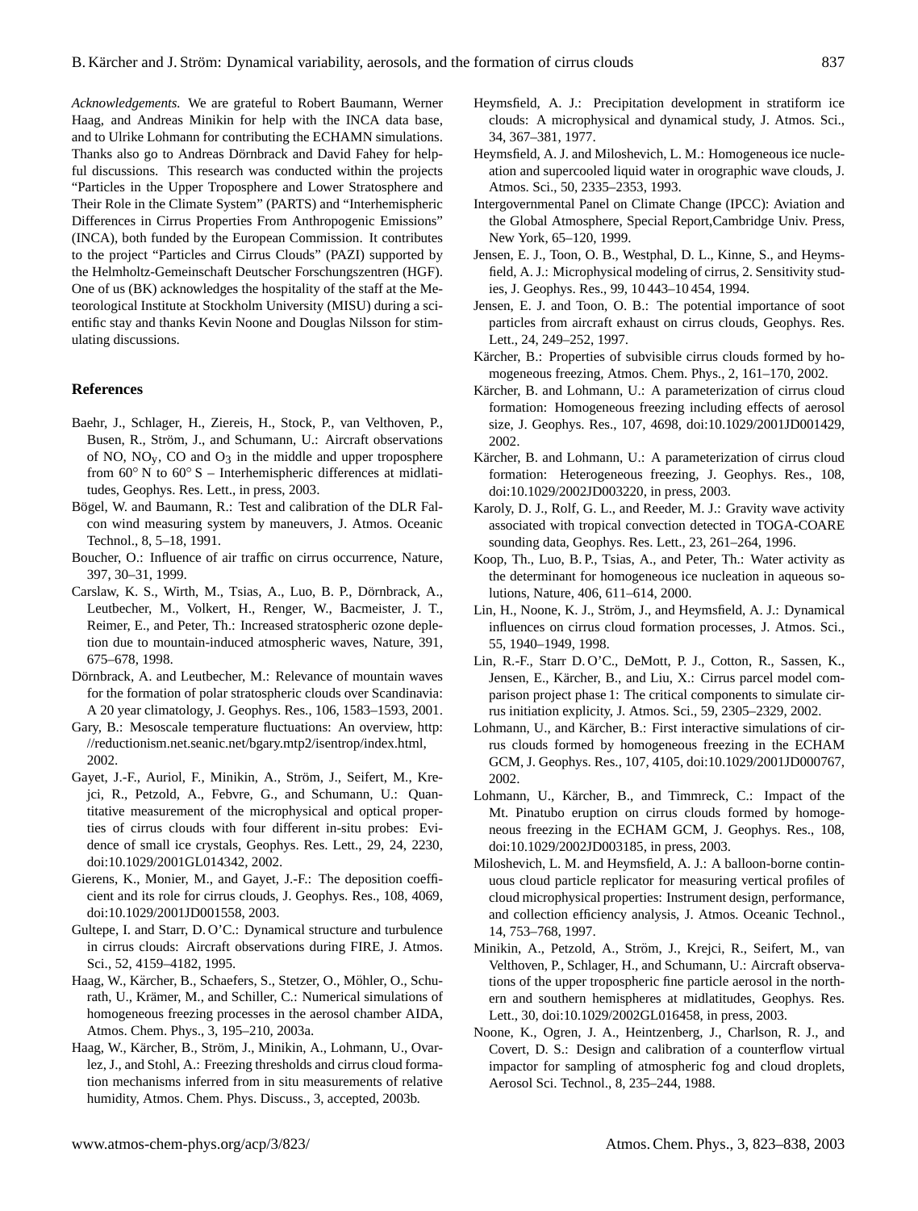*Acknowledgements.* We are grateful to Robert Baumann, Werner Haag, and Andreas Minikin for help with the INCA data base, and to Ulrike Lohmann for contributing the ECHAMN simulations. Thanks also go to Andreas Dörnbrack and David Fahey for helpful discussions. This research was conducted within the projects "Particles in the Upper Troposphere and Lower Stratosphere and Their Role in the Climate System" (PARTS) and "Interhemispheric Differences in Cirrus Properties From Anthropogenic Emissions" (INCA), both funded by the European Commission. It contributes to the project "Particles and Cirrus Clouds" (PAZI) supported by the Helmholtz-Gemeinschaft Deutscher Forschungszentren (HGF). One of us (BK) acknowledges the hospitality of the staff at the Meteorological Institute at Stockholm University (MISU) during a scientific stay and thanks Kevin Noone and Douglas Nilsson for stimulating discussions.

## References

Baehr, J., Schlager, H., Ziereis, H., Stock, P., van Velthoven, P., Busen, R., Ström, J., and Schumann, U.: Aircraft observations of NO, $NO_y$, CO and $O_3$ in the middle and upper troposphere from 60° N to 60° S – Interhemispheric differences at midlatitudes, Geophys. Res. Lett., in press, 2003.

Bögel, W. and Baumann, R.: Test and calibration of the DLR Falcon wind measuring system by maneuvers, J. Atmos. Oceanic Technol., 8, 5–18, 1991.

Boucher, O.: Influence of air traffic on cirrus occurrence, Nature, 397, 30–31, 1999.

Carslaw, K. S., Wirth, M., Tsias, A., Luo, B. P., Dörnbrack, A., Leutbecher, M., Volkert, H., Renger, W., Bacmeister, J. T., Reimer, E., and Peter, Th.: Increased stratospheric ozone depletion due to mountain-induced atmospheric waves, Nature, 391, 675–678, 1998.

Dörnbrack, A. and Leutbecher, M.: Relevance of mountain waves for the formation of polar stratospheric clouds over Scandinavia: A 20 year climatology, J. Geophys. Res., 106, 1583–1593, 2001.

Gary, B.: Mesoscale temperature fluctuations: An overview, http://reductionism.net.seanic.net/bgary.mtp2/isentrop/index.html, 2002.

Gayet, J.-F., Auriol, F., Minikin, A., Ström, J., Seifert, M., Krejci, R., Petzold, A., Febvre, G., and Schumann, U.: Quantitative measurement of the microphysical and optical properties of cirrus clouds with four different in-situ probes: Evidence of small ice crystals, Geophys. Res. Lett., 29, 24, 2230, doi:10.1029/2001GL014342, 2002.

Gierens, K., Monier, M., and Gayet, J.-F.: The deposition coefficient and its role for cirrus clouds, J. Geophys. Res., 108, 4069, doi:10.1029/2001JD001558, 2003.

Gultepe, I. and Starr, D. O'C.: Dynamical structure and turbulence in cirrus clouds: Aircraft observations during FIRE, J. Atmos. Sci., 52, 4159–4182, 1995.

Haag, W., Kärcher, B., Schaefers, S., Stetzer, O., Möhler, O., Schurath, U., Krämer, M., and Schiller, C.: Numerical simulations of homogeneous freezing processes in the aerosol chamber AIDA, Atmos. Chem. Phys., 3, 195–210, 2003a.

Haag, W., Kärcher, B., Ström, J., Minikin, A., Lohmann, U., Ovarlez, J., and Stohl, A.: Freezing thresholds and cirrus cloud formation mechanisms inferred from in situ measurements of relative humidity, Atmos. Chem. Phys. Discuss., 3, accepted, 2003b.

Heymsfield, A. J.: Precipitation development in stratiform ice clouds: A microphysical and dynamical study, J. Atmos. Sci., 34, 367–381, 1977.

Heymsfield, A. J. and Miloshevich, L. M.: Homogeneous ice nucleation and supercooled liquid water in orographic wave clouds, J. Atmos. Sci., 50, 2335–2353, 1993.

Intergovernmental Panel on Climate Change (IPCC): Aviation and the Global Atmosphere, Special Report,Cambridge Univ. Press, New York, 65–120, 1999.

Jensen, E. J., Toon, O. B., Westphal, D. L., Kinne, S., and Heymsfield, A. J.: Microphysical modeling of cirrus, 2. Sensitivity studies, J. Geophys. Res., 99, 10 443–10 454, 1994.

Jensen, E. J. and Toon, O. B.: The potential importance of soot particles from aircraft exhaust on cirrus clouds, Geophys. Res. Lett., 24, 249–252, 1997.

Kärcher, B.: Properties of subvisible cirrus clouds formed by homogeneous freezing, Atmos. Chem. Phys., 2, 161–170, 2002.

Kärcher, B. and Lohmann, U.: A parameterization of cirrus cloud formation: Homogeneous freezing including effects of aerosol size, J. Geophys. Res., 107, 4698, doi:10.1029/2001JD001429, 2002.

Kärcher, B. and Lohmann, U.: A parameterization of cirrus cloud formation: Heterogeneous freezing, J. Geophys. Res., 108, doi:10.1029/2002JD003220, in press, 2003.

Karoly, D. J., Rolf, G. L., and Reeder, M. J.: Gravity wave activity associated with tropical convection detected in TOGA-COARE sounding data, Geophys. Res. Lett., 23, 261–264, 1996.

Koop, Th., Luo, B. P., Tsias, A., and Peter, Th.: Water activity as the determinant for homogeneous ice nucleation in aqueous solutions, Nature, 406, 611–614, 2000.

Lin, H., Noone, K. J., Ström, J., and Heymsfield, A. J.: Dynamical influences on cirrus cloud formation processes, J. Atmos. Sci., 55, 1940–1949, 1998.

Lin, R.-F., Starr D. O'C., DeMott, P. J., Cotton, R., Sassen, K., Jensen, E., Kärcher, B., and Liu, X.: Cirrus parcel model comparison project phase 1: The critical components to simulate cirrus initiation explicity, J. Atmos. Sci., 59, 2305–2329, 2002.

Lohmann, U., and Kärcher, B.: First interactive simulations of cirrus clouds formed by homogeneous freezing in the ECHAM GCM, J. Geophys. Res., 107, 4105, doi:10.1029/2001JD000767, 2002.

Lohmann, U., Kärcher, B., and Timmreck, C.: Impact of the Mt. Pinatubo eruption on cirrus clouds formed by homogeneous freezing in the ECHAM GCM, J. Geophys. Res., 108, doi:10.1029/2002JD003185, in press, 2003.

Miloshevich, L. M. and Heymsfield, A. J.: A balloon-borne continuous cloud particle replicator for measuring vertical profiles of cloud microphysical properties: Instrument design, performance, and collection efficiency analysis, J. Atmos. Oceanic Technol., 14, 753–768, 1997.

Minikin, A., Petzold, A., Ström, J., Krejci, R., Seifert, M., van Velthoven, P., Schlager, H., and Schumann, U.: Aircraft observations of the upper tropospheric fine particle aerosol in the northern and southern hemispheres at midlatitudes, Geophys. Res. Lett., 30, doi:10.1029/2002GL016458, in press, 2003.

Noone, K., Ogren, J. A., Heintzenberg, J., Charlson, R. J., and Covert, D. S.: Design and calibration of a counterflow virtual impactor for sampling of atmospheric fog and cloud droplets, Aerosol Sci. Technol., 8, 235–244, 1988.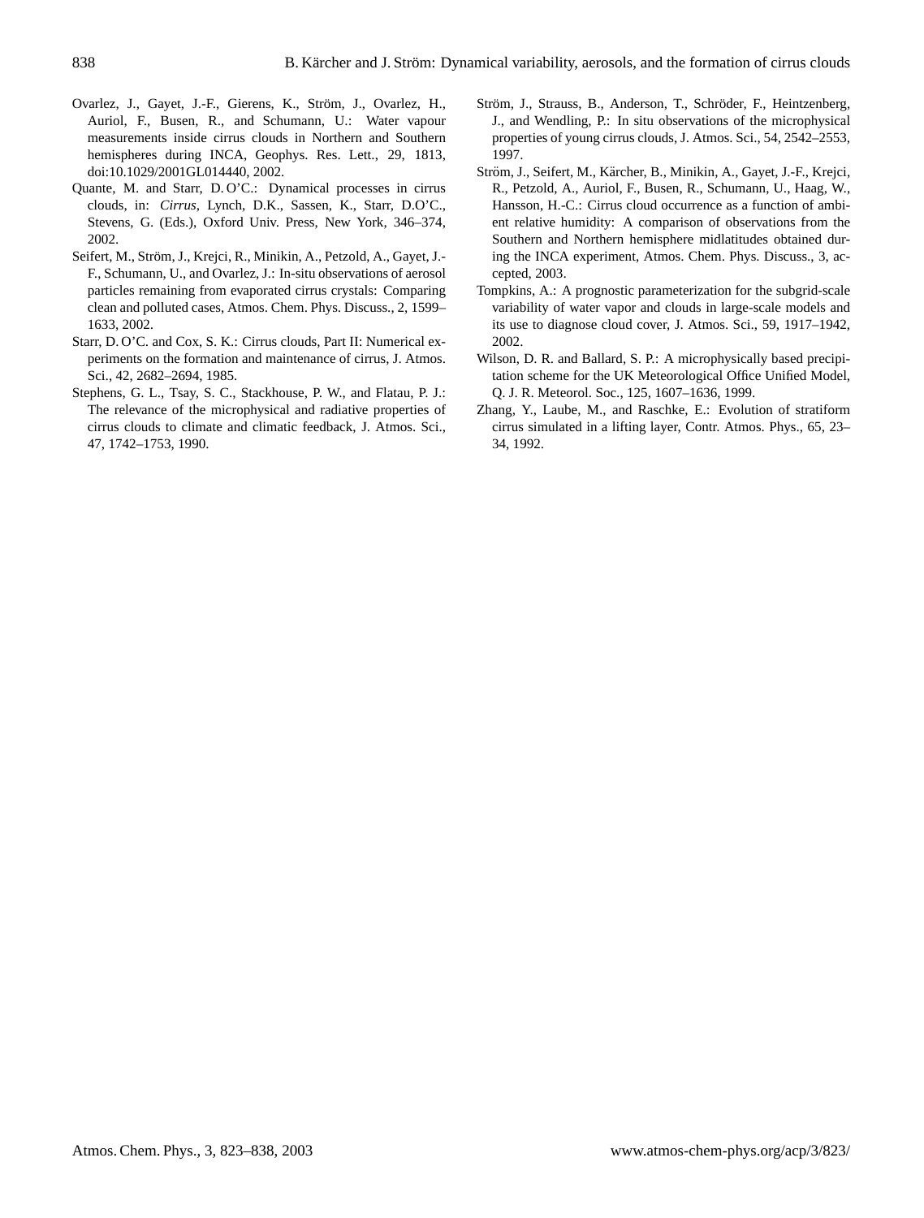Ovarlez, J., Gayet, J.-F., Gierens, K., Ström, J., Ovarlez, H., Auriol, F., Busen, R., and Schumann, U.: Water vapour measurements inside cirrus clouds in Northern and Southern hemispheres during INCA, Geophys. Res. Lett., 29, 1813, doi:10.1029/2001GL014440, 2002.

Quante, M. and Starr, D. O'C.: Dynamical processes in cirrus clouds, in: *Cirrus*, Lynch, D.K., Sassen, K., Starr, D.O'C., Stevens, G. (Eds.), Oxford Univ. Press, New York, 346–374, 2002.

Seifert, M., Ström, J., Krejci, R., Minikin, A., Petzold, A., Gayet, J.-F., Schumann, U., and Ovarlez, J.: In-situ observations of aerosol particles remaining from evaporated cirrus crystals: Comparing clean and polluted cases, Atmos. Chem. Phys. Discuss., 2, 1599–1633, 2002.

Starr, D. O'C. and Cox, S. K.: Cirrus clouds, Part II: Numerical experiments on the formation and maintenance of cirrus, J. Atmos. Sci., 42, 2682–2694, 1985.

Stephens, G. L., Tsay, S. C., Stackhouse, P. W., and Flatau, P. J.: The relevance of the microphysical and radiative properties of cirrus clouds to climate and climatic feedback, J. Atmos. Sci., 47, 1742–1753, 1990.

Ström, J., Strauss, B., Anderson, T., Schröder, F., Heintzenberg, J., and Wendling, P.: In situ observations of the microphysical properties of young cirrus clouds, J. Atmos. Sci., 54, 2542–2553, 1997.

Ström, J., Seifert, M., Kärcher, B., Minikin, A., Gayet, J.-F., Krejci, R., Petzold, A., Auriol, F., Busen, R., Schumann, U., Haag, W., Hansson, H.-C.: Cirrus cloud occurrence as a function of ambient relative humidity: A comparison of observations from the Southern and Northern hemisphere midlatitudes obtained during the INCA experiment, Atmos. Chem. Phys. Discuss., 3, accepted, 2003.

Tompkins, A.: A prognostic parameterization for the subgrid-scale variability of water vapor and clouds in large-scale models and its use to diagnose cloud cover, J. Atmos. Sci., 59, 1917–1942, 2002.

Wilson, D. R. and Ballard, S. P.: A microphysically based precipitation scheme for the UK Meteorological Office Unified Model, Q. J. R. Meteorol. Soc., 125, 1607–1636, 1999.

Zhang, Y., Laube, M., and Raschke, E.: Evolution of stratiform cirrus simulated in a lifting layer, Contr. Atmos. Phys., 65, 23–34, 1992.